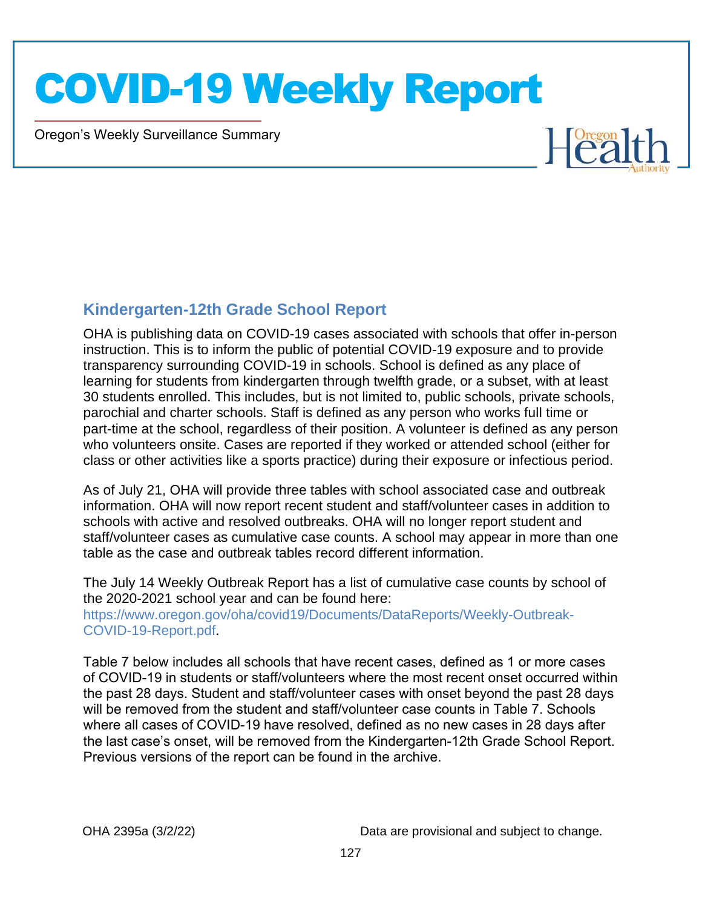# COVID-19 Weekly Report

Oregon's Weekly Surveillance Summary

## Kindergarten-12th Grade School Report

OHA is publishing data on COVID-19 cases associated with schools that offer in-person instruction. This is to inform the public of potential COVID-19 exposure and to provide transparency surrounding COVID-19 in schools. School is defined as any place of learning for students from kindergarten through twelfth grade, or a subset, with at least 30 students enrolled. This includes, but is not limited to, public schools, private schools, parochial and charter schools. Staff is defined as any person who works full time or part-time at the school, regardless of their position. A volunteer is defined as any person who volunteers onsite. Cases are reported if they worked or attended school (either for class or other activities like a sports practice) during their exposure or infectious period.

As of July 21, OHA will provide three tables with school associated case and outbreak information. OHA will now report recent student and staff/volunteer cases in addition to schools with active and resolved outbreaks. OHA will no longer report student and staff/volunteer cases as cumulative case counts. A school may appear in more than one table as the case and outbreak tables record different information.

The July 14 Weekly Outbreak Report has a list of cumulative case counts by school of the 2020-2021 school year and can be found here: https://www.oregon.gov/oha/covid19/Documents/DataReports/Weekly-Outbreak-COVID-19-Report.pdf.

Table 7 below includes all schools that have recent cases, defined as 1 or more cases of COVID-19 in students or staff/volunteers where the most recent onset occurred within the past 28 days. Student and staff/volunteer cases with onset beyond the past 28 days will be removed from the student and staff/volunteer case counts in Table 7. Schools where all cases of COVID-19 have resolved, defined as no new cases in 28 days after the last case's onset, will be removed from the Kindergarten-12th Grade School Report. Previous versions of the report can be found in the archive.

OHA 2395a (3/2/22) Data are provisional and subject to change.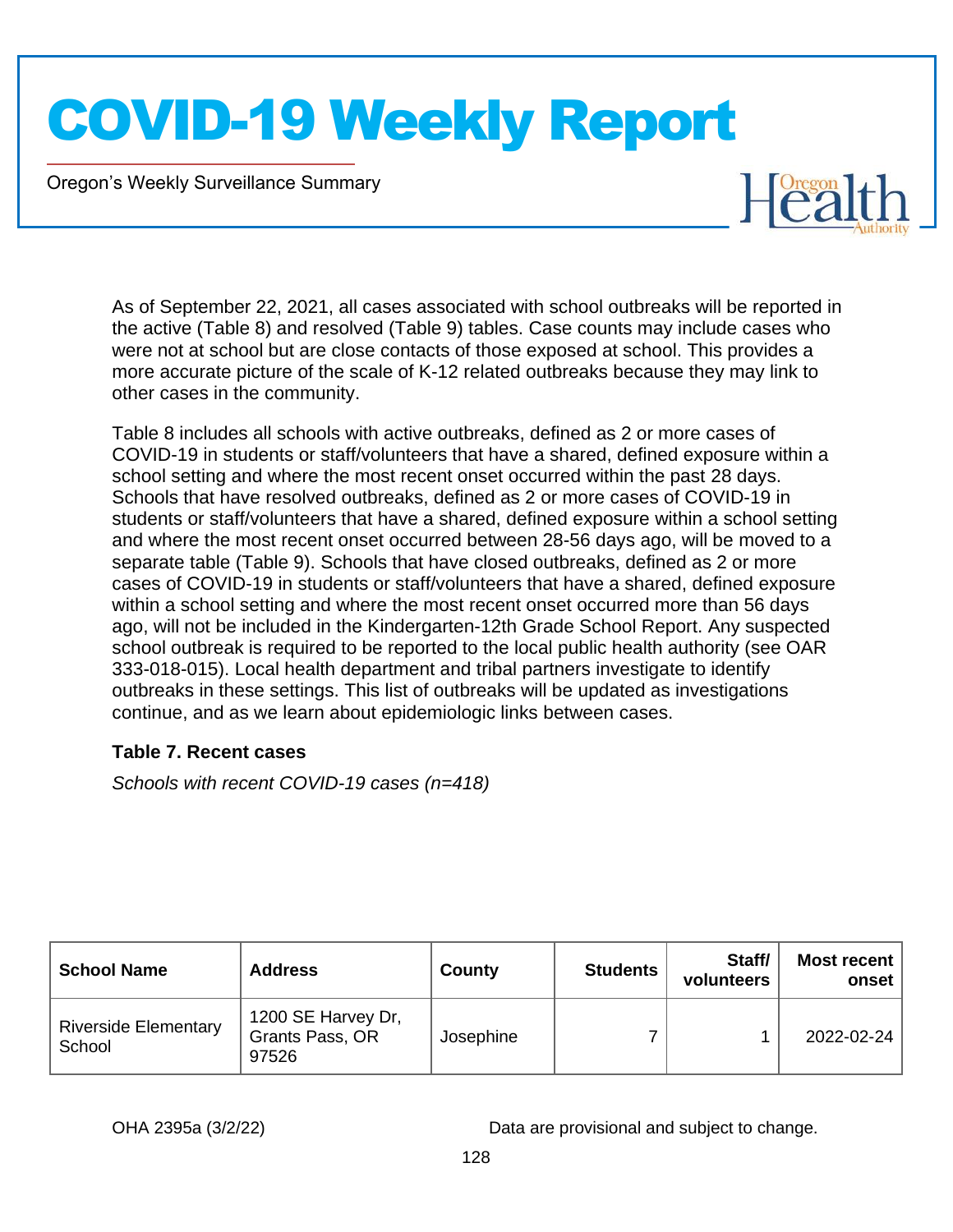As of September 22, 2021, all cases associated with school outbreaks will be reported in the active (Table 8) and resolved (Table 9) tables. Case counts may include cases who were not at school but are close contacts of those exposed at school. This provides a more accurate picture of the scale of K-12 related outbreaks because they may link to other cases in the community.

Table 8 includes all schools with active outbreaks, defined as 2 or more cases of COVID-19 in students or staff/volunteers that have a shared, defined exposure within a school setting and where the most recent onset occurred within the past 28 days. Schools that have resolved outbreaks, defined as 2 or more cases of COVID-19 in students or staff/volunteers that have a shared, defined exposure within a school setting and where the most recent onset occurred between 28-56 days ago, will be moved to a separate table (Table 9). Schools that have closed outbreaks, defined as 2 or more cases of COVID-19 in students or staff/volunteers that have a shared, defined exposure within a school setting and where the most recent onset occurred more than 56 days ago, will not be included in the Kindergarten-12th Grade School Report. Any suspected school outbreak is required to be reported to the local public health authority (see OAR 333-018-015). Local health department and tribal partners investigate to identify outbreaks in these settings. This list of outbreaks will be updated as investigations continue, and as we learn about epidemiologic links between cases.

### Table 7. Recent cases

*Schools with recent COVID-19 cases (n=418)*

| School Name | Address | County | Students | Staff/ volunteers | Most recent onset |
|---|---|---|---|---|---|
| Riverside Elementary School | 1200 SE Harvey Dr, Grants Pass, OR 97526 | Josephine | 7 | 1 | 2022-02-24 |

OHA 2395a (3/2/22) Data are provisional and subject to change.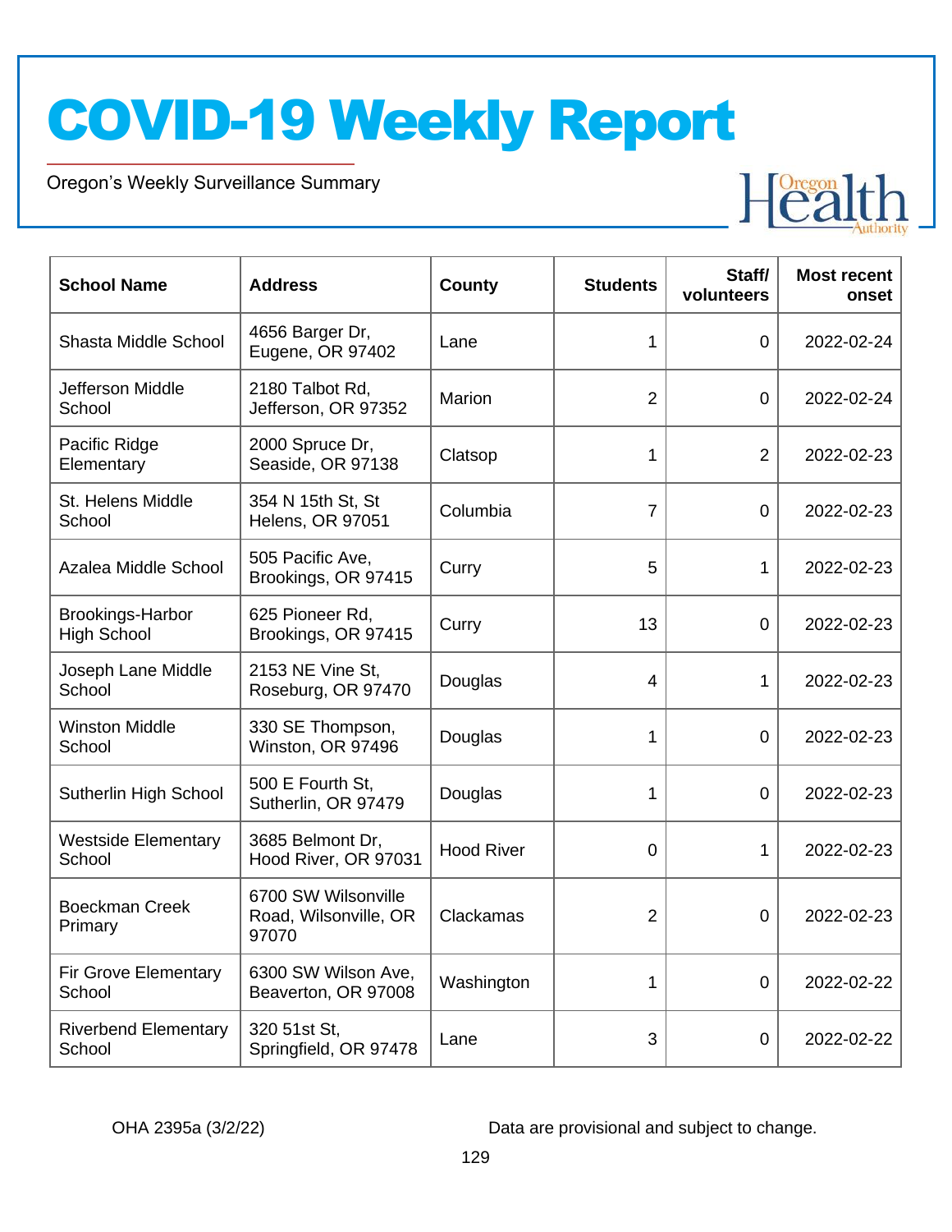# COVID-19 Weekly Report

Oregon's Weekly Surveillance Summary

| School Name | Address | County | Students | Staff/ volunteers | Most recent onset |
|---|---|---|---|---|---|
| Shasta Middle School | 4656 Barger Dr, Eugene, OR 97402 | Lane | 1 | 0 | 2022-02-24 |
| Jefferson Middle School | 2180 Talbot Rd, Jefferson, OR 97352 | Marion | 2 | 0 | 2022-02-24 |
| Pacific Ridge Elementary | 2000 Spruce Dr, Seaside, OR 97138 | Clatsop | 1 | 2 | 2022-02-23 |
| St. Helens Middle School | 354 N 15th St, St Helens, OR 97051 | Columbia | 7 | 0 | 2022-02-23 |
| Azalea Middle School | 505 Pacific Ave, Brookings, OR 97415 | Curry | 5 | 1 | 2022-02-23 |
| Brookings-Harbor High School | 625 Pioneer Rd, Brookings, OR 97415 | Curry | 13 | 0 | 2022-02-23 |
| Joseph Lane Middle School | 2153 NE Vine St, Roseburg, OR 97470 | Douglas | 4 | 1 | 2022-02-23 |
| Winston Middle School | 330 SE Thompson, Winston, OR 97496 | Douglas | 1 | 0 | 2022-02-23 |
| Sutherlin High School | 500 E Fourth St, Sutherlin, OR 97479 | Douglas | 1 | 0 | 2022-02-23 |
| Westside Elementary School | 3685 Belmont Dr, Hood River, OR 97031 | Hood River | 0 | 1 | 2022-02-23 |
| Boeckman Creek Primary | 6700 SW Wilsonville Road, Wilsonville, OR 97070 | Clackamas | 2 | 0 | 2022-02-23 |
| Fir Grove Elementary School | 6300 SW Wilson Ave, Beaverton, OR 97008 | Washington | 1 | 0 | 2022-02-22 |
| Riverbend Elementary School | 320 51st St, Springfield, OR 97478 | Lane | 3 | 0 | 2022-02-22 |

OHA 2395a (3/2/22)

Data are provisional and subject to change.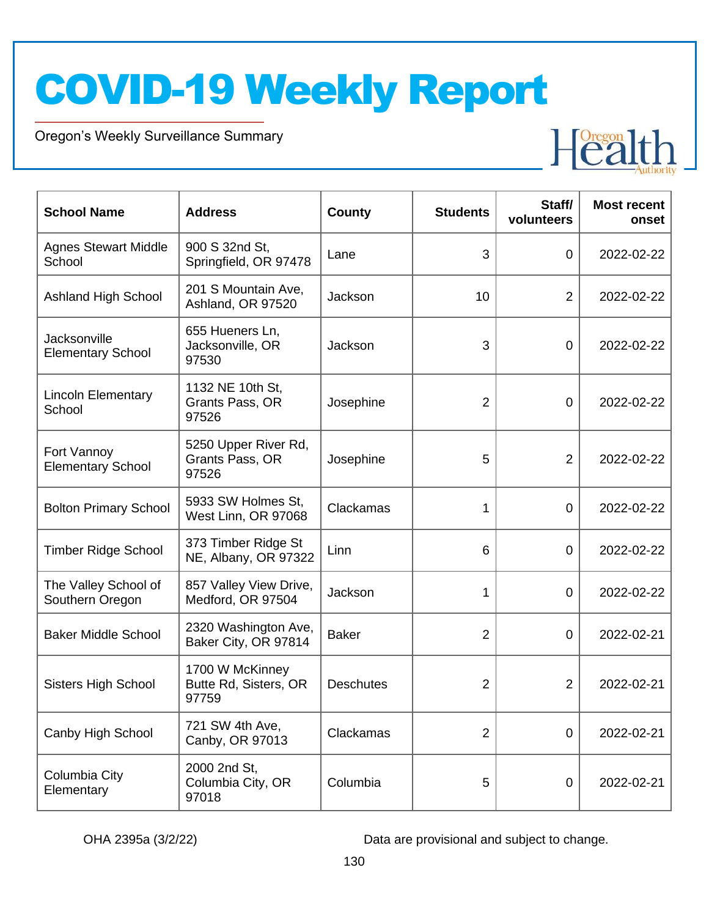| School Name | Address | County | Students | Staff/ volunteers | Most recent onset |
|---|---|---|---|---|---|
| Agnes Stewart Middle School | 900 S 32nd St, Springfield, OR 97478 | Lane | 3 | 0 | 2022-02-22 |
| Ashland High School | 201 S Mountain Ave, Ashland, OR 97520 | Jackson | 10 | 2 | 2022-02-22 |
| Jacksonville Elementary School | 655 Hueners Ln, Jacksonville, OR 97530 | Jackson | 3 | 0 | 2022-02-22 |
| Lincoln Elementary School | 1132 NE 10th St, Grants Pass, OR 97526 | Josephine | 2 | 0 | 2022-02-22 |
| Fort Vannoy Elementary School | 5250 Upper River Rd, Grants Pass, OR 97526 | Josephine | 5 | 2 | 2022-02-22 |
| Bolton Primary School | 5933 SW Holmes St, West Linn, OR 97068 | Clackamas | 1 | 0 | 2022-02-22 |
| Timber Ridge School | 373 Timber Ridge St NE, Albany, OR 97322 | Linn | 6 | 0 | 2022-02-22 |
| The Valley School of Southern Oregon | 857 Valley View Drive, Medford, OR 97504 | Jackson | 1 | 0 | 2022-02-22 |
| Baker Middle School | 2320 Washington Ave, Baker City, OR 97814 | Baker | 2 | 0 | 2022-02-21 |
| Sisters High School | 1700 W McKinney Butte Rd, Sisters, OR 97759 | Deschutes | 2 | 2 | 2022-02-21 |
| Canby High School | 721 SW 4th Ave, Canby, OR 97013 | Clackamas | 2 | 0 | 2022-02-21 |
| Columbia City Elementary | 2000 2nd St, Columbia City, OR 97018 | Columbia | 5 | 0 | 2022-02-21 |

OHA 2395a (3/2/22)

Data are provisional and subject to change.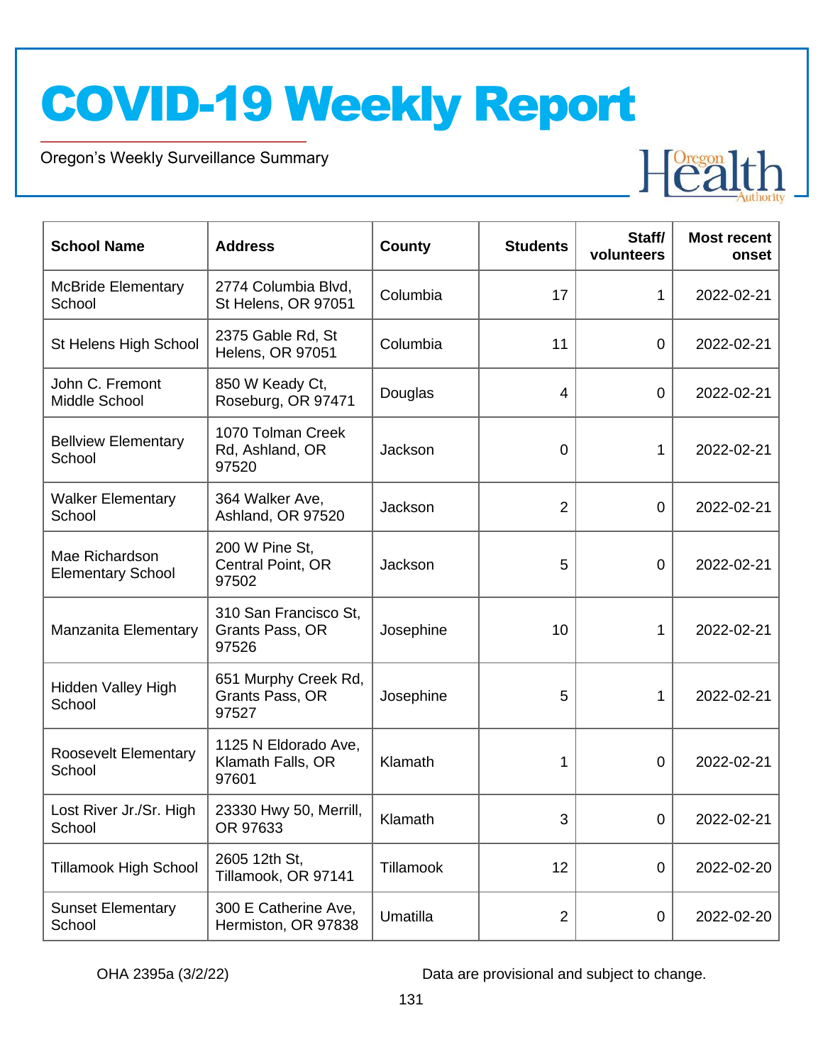# COVID-19 Weekly Report

Oregon's Weekly Surveillance Summary

| School Name | Address | County | Students | Staff/ volunteers | Most recent onset |
|---|---|---|---|---|---|
| McBride Elementary School | 2774 Columbia Blvd, St Helens, OR 97051 | Columbia | 17 | 1 | 2022-02-21 |
| St Helens High School | 2375 Gable Rd, St Helens, OR 97051 | Columbia | 11 | 0 | 2022-02-21 |
| John C. Fremont Middle School | 850 W Keady Ct, Roseburg, OR 97471 | Douglas | 4 | 0 | 2022-02-21 |
| Bellview Elementary School | 1070 Tolman Creek Rd, Ashland, OR 97520 | Jackson | 0 | 1 | 2022-02-21 |
| Walker Elementary School | 364 Walker Ave, Ashland, OR 97520 | Jackson | 2 | 0 | 2022-02-21 |
| Mae Richardson Elementary School | 200 W Pine St, Central Point, OR 97502 | Jackson | 5 | 0 | 2022-02-21 |
| Manzanita Elementary | 310 San Francisco St, Grants Pass, OR 97526 | Josephine | 10 | 1 | 2022-02-21 |
| Hidden Valley High School | 651 Murphy Creek Rd, Grants Pass, OR 97527 | Josephine | 5 | 1 | 2022-02-21 |
| Roosevelt Elementary School | 1125 N Eldorado Ave, Klamath Falls, OR 97601 | Klamath | 1 | 0 | 2022-02-21 |
| Lost River Jr./Sr. High School | 23330 Hwy 50, Merrill, OR 97633 | Klamath | 3 | 0 | 2022-02-21 |
| Tillamook High School | 2605 12th St, Tillamook, OR 97141 | Tillamook | 12 | 0 | 2022-02-20 |
| Sunset Elementary School | 300 E Catherine Ave, Hermiston, OR 97838 | Umatilla | 2 | 0 | 2022-02-20 |

OHA 2395a (3/2/22)

Data are provisional and subject to change.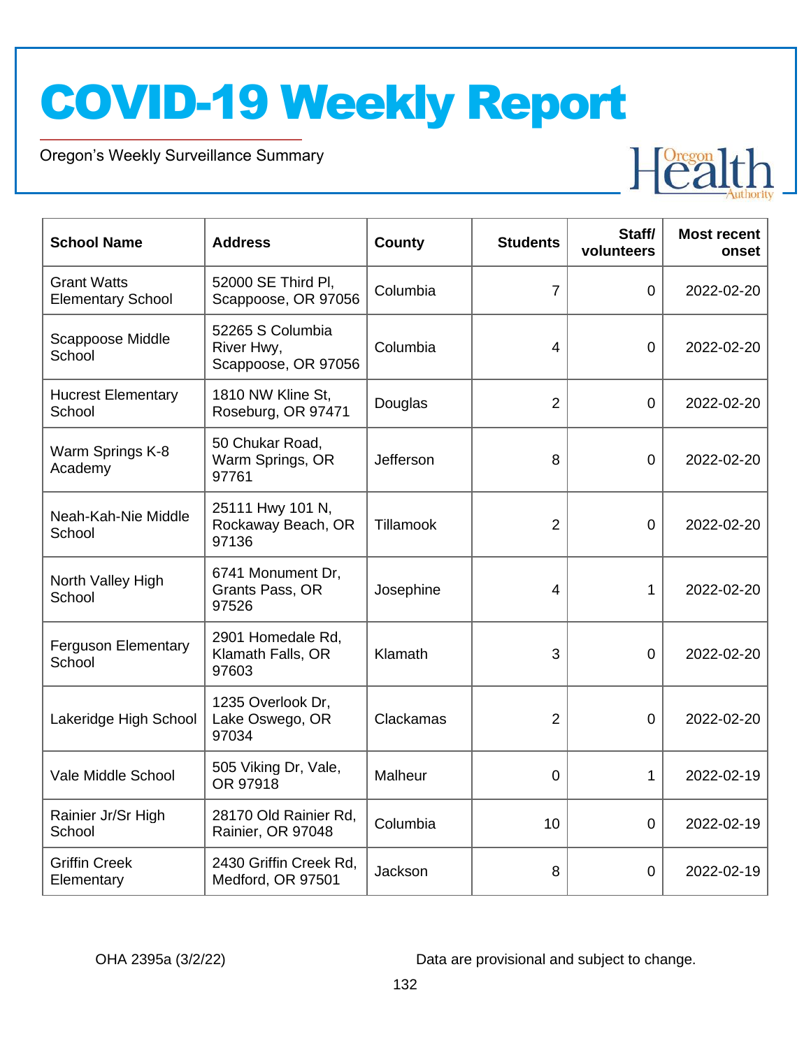| School Name | Address | County | Students | Staff/ volunteers | Most recent onset |
|---|---|---|---|---|---|
| Grant Watts Elementary School | 52000 SE Third Pl, Scappoose, OR 97056 | Columbia | 7 | 0 | 2022-02-20 |
| Scappoose Middle School | 52265 S Columbia River Hwy, Scappoose, OR 97056 | Columbia | 4 | 0 | 2022-02-20 |
| Hucrest Elementary School | 1810 NW Kline St, Roseburg, OR 97471 | Douglas | 2 | 0 | 2022-02-20 |
| Warm Springs K-8 Academy | 50 Chukar Road, Warm Springs, OR 97761 | Jefferson | 8 | 0 | 2022-02-20 |
| Neah-Kah-Nie Middle School | 25111 Hwy 101 N, Rockaway Beach, OR 97136 | Tillamook | 2 | 0 | 2022-02-20 |
| North Valley High School | 6741 Monument Dr, Grants Pass, OR 97526 | Josephine | 4 | 1 | 2022-02-20 |
| Ferguson Elementary School | 2901 Homedale Rd, Klamath Falls, OR 97603 | Klamath | 3 | 0 | 2022-02-20 |
| Lakeridge High School | 1235 Overlook Dr, Lake Oswego, OR 97034 | Clackamas | 2 | 0 | 2022-02-20 |
| Vale Middle School | 505 Viking Dr, Vale, OR 97918 | Malheur | 0 | 1 | 2022-02-19 |
| Rainier Jr/Sr High School | 28170 Old Rainier Rd, Rainier, OR 97048 | Columbia | 10 | 0 | 2022-02-19 |
| Griffin Creek Elementary | 2430 Griffin Creek Rd, Medford, OR 97501 | Jackson | 8 | 0 | 2022-02-19 |

Data are provisional and subject to change.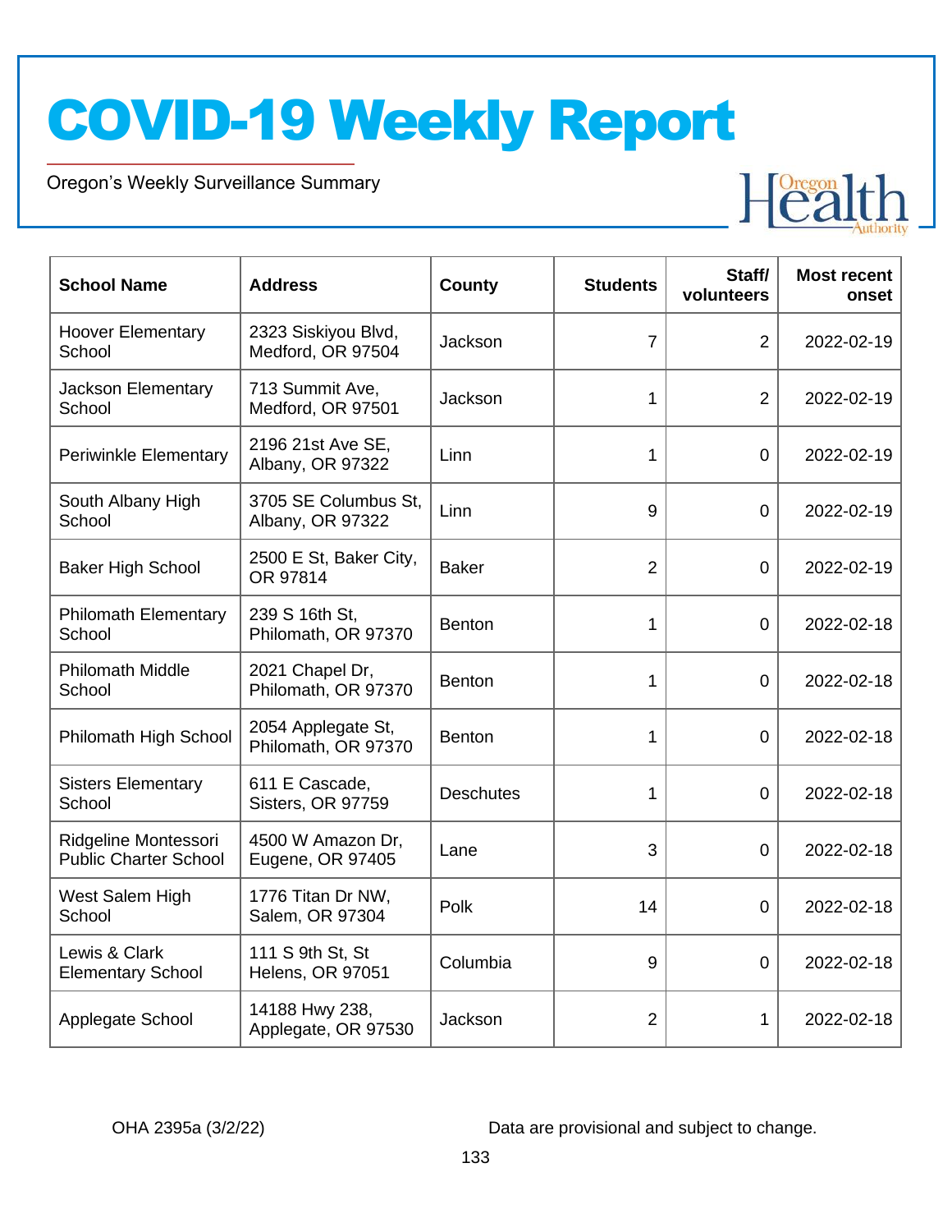# COVID-19 Weekly Report

Oregon's Weekly Surveillance Summary

| School Name | Address | County | Students | Staff/ volunteers | Most recent onset |
|---|---|---|---|---|---|
| Hoover Elementary School | 2323 Siskiyou Blvd, Medford, OR 97504 | Jackson | 7 | 2 | 2022-02-19 |
| Jackson Elementary School | 713 Summit Ave, Medford, OR 97501 | Jackson | 1 | 2 | 2022-02-19 |
| Periwinkle Elementary | 2196 21st Ave SE, Albany, OR 97322 | Linn | 1 | 0 | 2022-02-19 |
| South Albany High School | 3705 SE Columbus St, Albany, OR 97322 | Linn | 9 | 0 | 2022-02-19 |
| Baker High School | 2500 E St, Baker City, OR 97814 | Baker | 2 | 0 | 2022-02-19 |
| Philomath Elementary School | 239 S 16th St, Philomath, OR 97370 | Benton | 1 | 0 | 2022-02-18 |
| Philomath Middle School | 2021 Chapel Dr, Philomath, OR 97370 | Benton | 1 | 0 | 2022-02-18 |
| Philomath High School | 2054 Applegate St, Philomath, OR 97370 | Benton | 1 | 0 | 2022-02-18 |
| Sisters Elementary School | 611 E Cascade, Sisters, OR 97759 | Deschutes | 1 | 0 | 2022-02-18 |
| Ridgeline Montessori Public Charter School | 4500 W Amazon Dr, Eugene, OR 97405 | Lane | 3 | 0 | 2022-02-18 |
| West Salem High School | 1776 Titan Dr NW, Salem, OR 97304 | Polk | 14 | 0 | 2022-02-18 |
| Lewis & Clark Elementary School | 111 S 9th St, St Helens, OR 97051 | Columbia | 9 | 0 | 2022-02-18 |
| Applegate School | 14188 Hwy 238, Applegate, OR 97530 | Jackson | 2 | 1 | 2022-02-18 |

OHA 2395a (3/2/22)

Data are provisional and subject to change.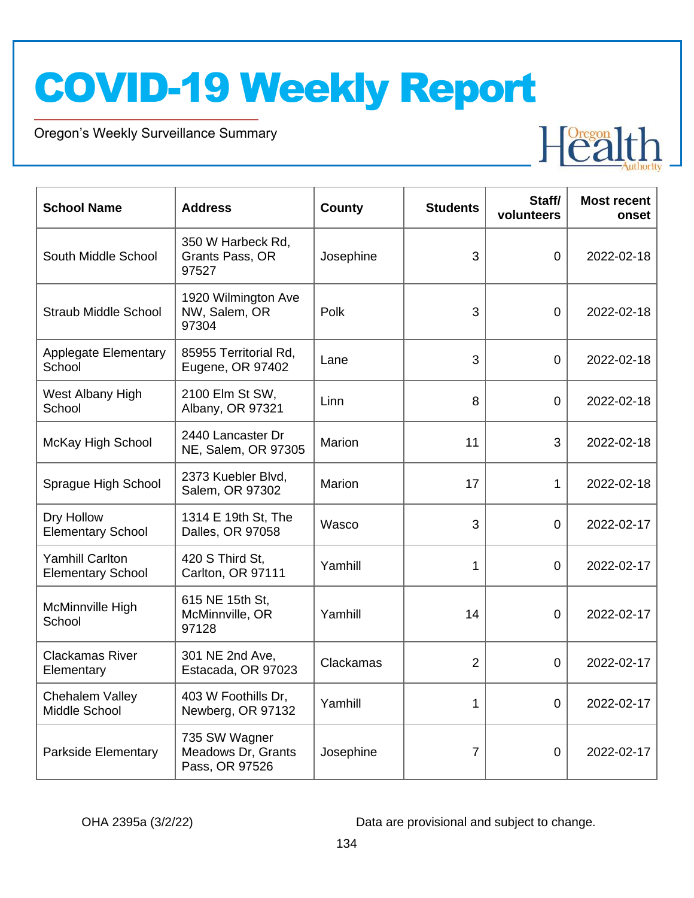| School Name | Address | County | Students | Staff/ volunteers | Most recent onset |
|---|---|---|---|---|---|
| South Middle School | 350 W Harbeck Rd, Grants Pass, OR 97527 | Josephine | 3 | 0 | 2022-02-18 |
| Straub Middle School | 1920 Wilmington Ave NW, Salem, OR 97304 | Polk | 3 | 0 | 2022-02-18 |
| Applegate Elementary School | 85955 Territorial Rd, Eugene, OR 97402 | Lane | 3 | 0 | 2022-02-18 |
| West Albany High School | 2100 Elm St SW, Albany, OR 97321 | Linn | 8 | 0 | 2022-02-18 |
| McKay High School | 2440 Lancaster Dr NE, Salem, OR 97305 | Marion | 11 | 3 | 2022-02-18 |
| Sprague High School | 2373 Kuebler Blvd, Salem, OR 97302 | Marion | 17 | 1 | 2022-02-18 |
| Dry Hollow Elementary School | 1314 E 19th St, The Dalles, OR 97058 | Wasco | 3 | 0 | 2022-02-17 |
| Yamhill Carlton Elementary School | 420 S Third St, Carlton, OR 97111 | Yamhill | 1 | 0 | 2022-02-17 |
| McMinnville High School | 615 NE 15th St, McMinnville, OR 97128 | Yamhill | 14 | 0 | 2022-02-17 |
| Clackamas River Elementary | 301 NE 2nd Ave, Estacada, OR 97023 | Clackamas | 2 | 0 | 2022-02-17 |
| Chehalem Valley Middle School | 403 W Foothills Dr, Newberg, OR 97132 | Yamhill | 1 | 0 | 2022-02-17 |
| Parkside Elementary | 735 SW Wagner Meadows Dr, Grants Pass, OR 97526 | Josephine | 7 | 0 | 2022-02-17 |

OHA 2395a (3/2/22)

Data are provisional and subject to change.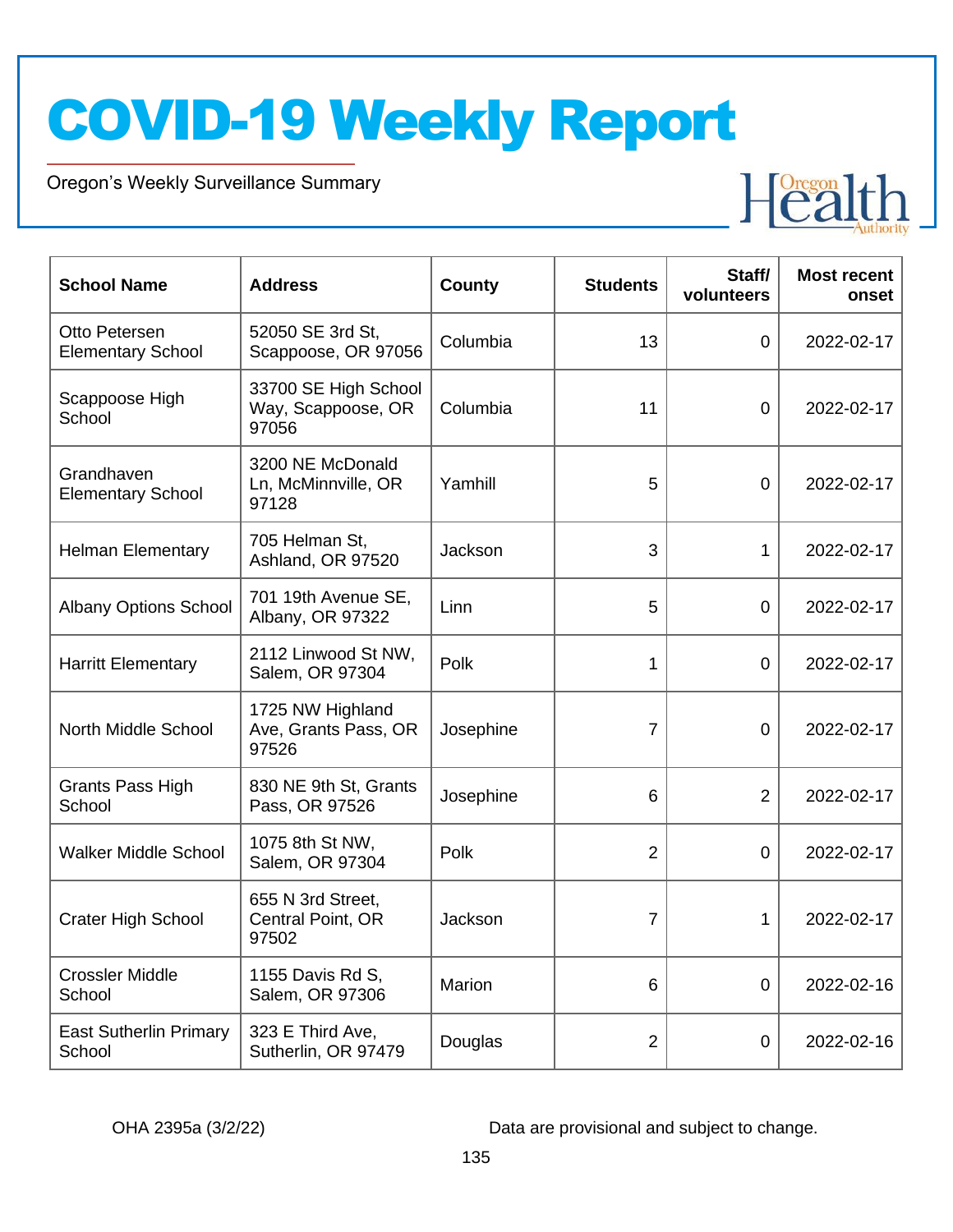# COVID-19 Weekly Report

Oregon's Weekly Surveillance Summary

| School Name | Address | County | Students | Staff/ volunteers | Most recent onset |
|---|---|---|---|---|---|
| Otto Petersen Elementary School | 52050 SE 3rd St, Scappoose, OR 97056 | Columbia | 13 | 0 | 2022-02-17 |
| Scappoose High School | 33700 SE High School Way, Scappoose, OR 97056 | Columbia | 11 | 0 | 2022-02-17 |
| Grandhaven Elementary School | 3200 NE McDonald Ln, McMinnville, OR 97128 | Yamhill | 5 | 0 | 2022-02-17 |
| Helman Elementary | 705 Helman St, Ashland, OR 97520 | Jackson | 3 | 1 | 2022-02-17 |
| Albany Options School | 701 19th Avenue SE, Albany, OR 97322 | Linn | 5 | 0 | 2022-02-17 |
| Harritt Elementary | 2112 Linwood St NW, Salem, OR 97304 | Polk | 1 | 0 | 2022-02-17 |
| North Middle School | 1725 NW Highland Ave, Grants Pass, OR 97526 | Josephine | 7 | 0 | 2022-02-17 |
| Grants Pass High School | 830 NE 9th St, Grants Pass, OR 97526 | Josephine | 6 | 2 | 2022-02-17 |
| Walker Middle School | 1075 8th St NW, Salem, OR 97304 | Polk | 2 | 0 | 2022-02-17 |
| Crater High School | 655 N 3rd Street, Central Point, OR 97502 | Jackson | 7 | 1 | 2022-02-17 |
| Crossler Middle School | 1155 Davis Rd S, Salem, OR 97306 | Marion | 6 | 0 | 2022-02-16 |
| East Sutherlin Primary School | 323 E Third Ave, Sutherlin, OR 97479 | Douglas | 2 | 0 | 2022-02-16 |

OHA 2395a (3/2/22)

Data are provisional and subject to change.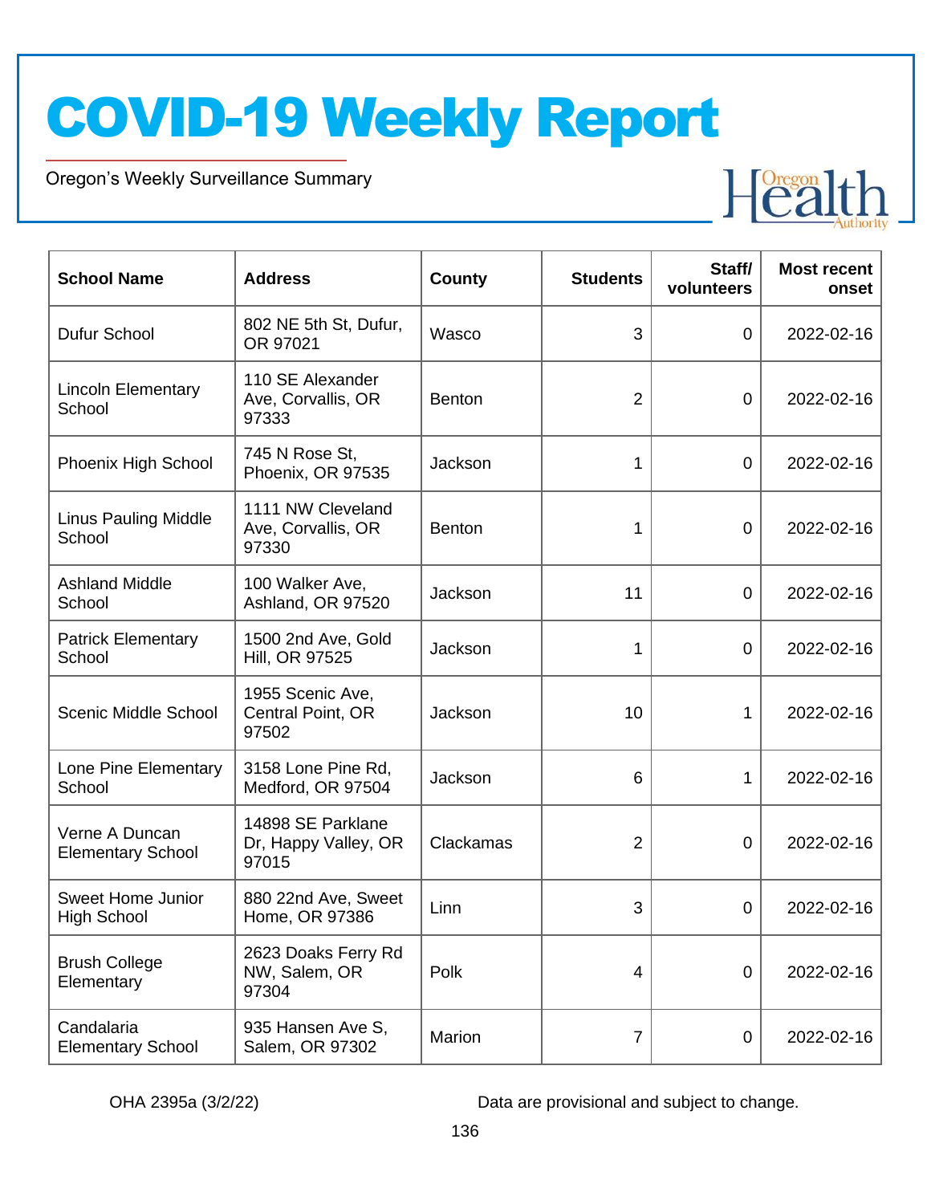| School Name | Address | County | Students | Staff/ volunteers | Most recent onset |
|---|---|---|---|---|---|
| Dufur School | 802 NE 5th St, Dufur, OR 97021 | Wasco | 3 | 0 | 2022-02-16 |
| Lincoln Elementary School | 110 SE Alexander Ave, Corvallis, OR 97333 | Benton | 2 | 0 | 2022-02-16 |
| Phoenix High School | 745 N Rose St, Phoenix, OR 97535 | Jackson | 1 | 0 | 2022-02-16 |
| Linus Pauling Middle School | 1111 NW Cleveland Ave, Corvallis, OR 97330 | Benton | 1 | 0 | 2022-02-16 |
| Ashland Middle School | 100 Walker Ave, Ashland, OR 97520 | Jackson | 11 | 0 | 2022-02-16 |
| Patrick Elementary School | 1500 2nd Ave, Gold Hill, OR 97525 | Jackson | 1 | 0 | 2022-02-16 |
| Scenic Middle School | 1955 Scenic Ave, Central Point, OR 97502 | Jackson | 10 | 1 | 2022-02-16 |
| Lone Pine Elementary School | 3158 Lone Pine Rd, Medford, OR 97504 | Jackson | 6 | 1 | 2022-02-16 |
| Verne A Duncan Elementary School | 14898 SE Parklane Dr, Happy Valley, OR 97015 | Clackamas | 2 | 0 | 2022-02-16 |
| Sweet Home Junior High School | 880 22nd Ave, Sweet Home, OR 97386 | Linn | 3 | 0 | 2022-02-16 |
| Brush College Elementary | 2623 Doaks Ferry Rd NW, Salem, OR 97304 | Polk | 4 | 0 | 2022-02-16 |
| Candalaria Elementary School | 935 Hansen Ave S, Salem, OR 97302 | Marion | 7 | 0 | 2022-02-16 |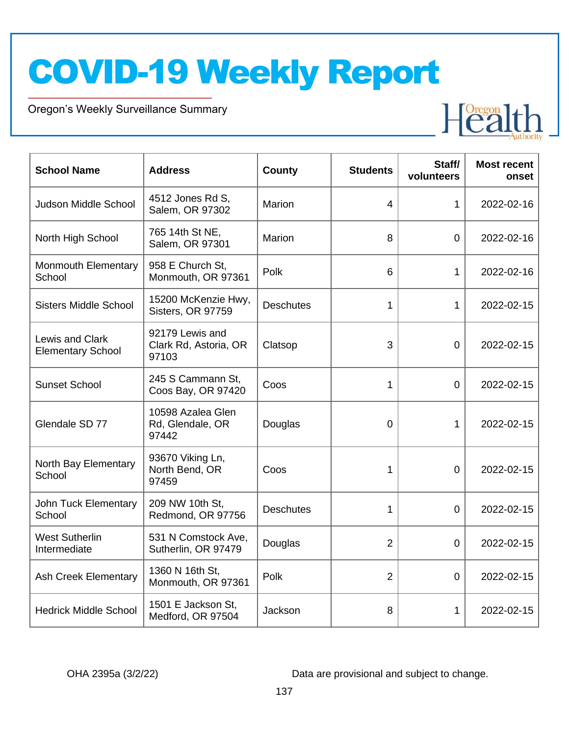| School Name | Address | County | Students | Staff/ volunteers | Most recent onset |
|---|---|---|---|---|---|
| Judson Middle School | 4512 Jones Rd S, Salem, OR 97302 | Marion | 4 | 1 | 2022-02-16 |
| North High School | 765 14th St NE, Salem, OR 97301 | Marion | 8 | 0 | 2022-02-16 |
| Monmouth Elementary School | 958 E Church St, Monmouth, OR 97361 | Polk | 6 | 1 | 2022-02-16 |
| Sisters Middle School | 15200 McKenzie Hwy, Sisters, OR 97759 | Deschutes | 1 | 1 | 2022-02-15 |
| Lewis and Clark Elementary School | 92179 Lewis and Clark Rd, Astoria, OR 97103 | Clatsop | 3 | 0 | 2022-02-15 |
| Sunset School | 245 S Cammann St, Coos Bay, OR 97420 | Coos | 1 | 0 | 2022-02-15 |
| Glendale SD 77 | 10598 Azalea Glen Rd, Glendale, OR 97442 | Douglas | 0 | 1 | 2022-02-15 |
| North Bay Elementary School | 93670 Viking Ln, North Bend, OR 97459 | Coos | 1 | 0 | 2022-02-15 |
| John Tuck Elementary School | 209 NW 10th St, Redmond, OR 97756 | Deschutes | 1 | 0 | 2022-02-15 |
| West Sutherlin Intermediate | 531 N Comstock Ave, Sutherlin, OR 97479 | Douglas | 2 | 0 | 2022-02-15 |
| Ash Creek Elementary | 1360 N 16th St, Monmouth, OR 97361 | Polk | 2 | 0 | 2022-02-15 |
| Hedrick Middle School | 1501 E Jackson St, Medford, OR 97504 | Jackson | 8 | 1 | 2022-02-15 |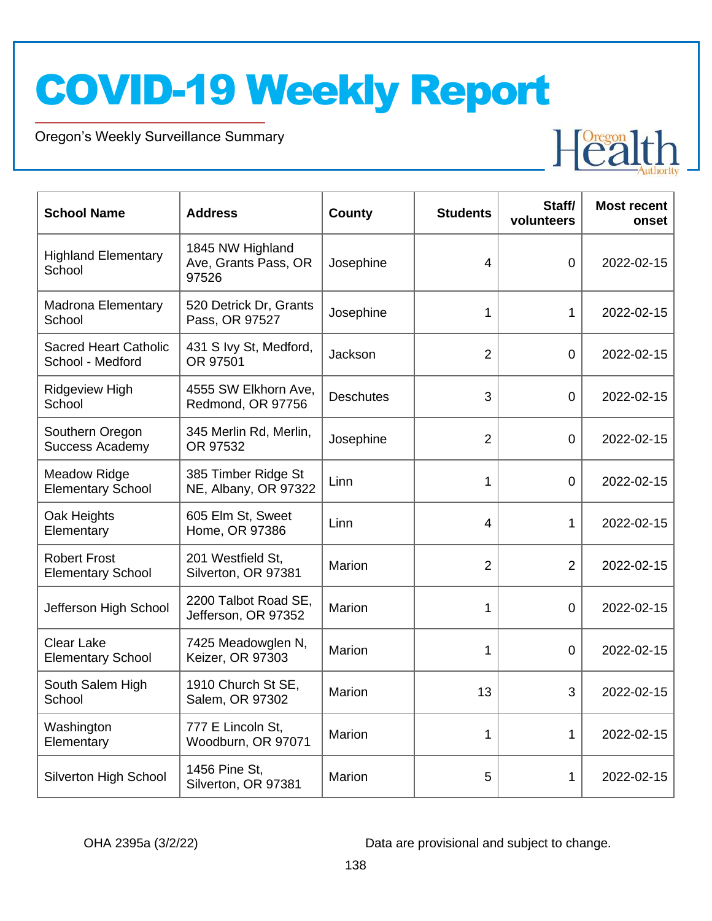# COVID-19 Weekly Report

Oregon's Weekly Surveillance Summary

| School Name | Address | County | Students | Staff/ volunteers | Most recent onset |
|---|---|---|---|---|---|
| Highland Elementary School | 1845 NW Highland Ave, Grants Pass, OR 97526 | Josephine | 4 | 0 | 2022-02-15 |
| Madrona Elementary School | 520 Detrick Dr, Grants Pass, OR 97527 | Josephine | 1 | 1 | 2022-02-15 |
| Sacred Heart Catholic School - Medford | 431 S Ivy St, Medford, OR 97501 | Jackson | 2 | 0 | 2022-02-15 |
| Ridgeview High School | 4555 SW Elkhorn Ave, Redmond, OR 97756 | Deschutes | 3 | 0 | 2022-02-15 |
| Southern Oregon Success Academy | 345 Merlin Rd, Merlin, OR 97532 | Josephine | 2 | 0 | 2022-02-15 |
| Meadow Ridge Elementary School | 385 Timber Ridge St NE, Albany, OR 97322 | Linn | 1 | 0 | 2022-02-15 |
| Oak Heights Elementary | 605 Elm St, Sweet Home, OR 97386 | Linn | 4 | 1 | 2022-02-15 |
| Robert Frost Elementary School | 201 Westfield St, Silverton, OR 97381 | Marion | 2 | 2 | 2022-02-15 |
| Jefferson High School | 2200 Talbot Road SE, Jefferson, OR 97352 | Marion | 1 | 0 | 2022-02-15 |
| Clear Lake Elementary School | 7425 Meadowglen N, Keizer, OR 97303 | Marion | 1 | 0 | 2022-02-15 |
| South Salem High School | 1910 Church St SE, Salem, OR 97302 | Marion | 13 | 3 | 2022-02-15 |
| Washington Elementary | 777 E Lincoln St, Woodburn, OR 97071 | Marion | 1 | 1 | 2022-02-15 |
| Silverton High School | 1456 Pine St, Silverton, OR 97381 | Marion | 5 | 1 | 2022-02-15 |

OHA 2395a (3/2/22)

Data are provisional and subject to change.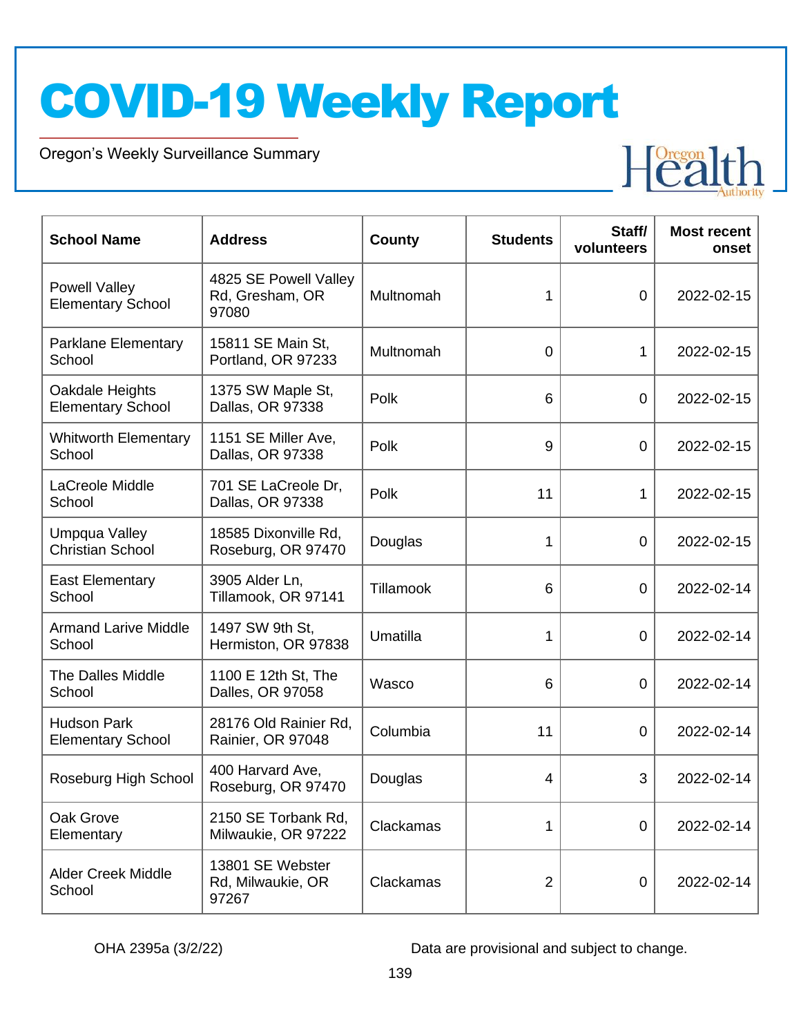# COVID-19 Weekly Report

Oregon's Weekly Surveillance Summary

| School Name | Address | County | Students | Staff/ volunteers | Most recent onset |
|---|---|---|---|---|---|
| Powell Valley Elementary School | 4825 SE Powell Valley Rd, Gresham, OR 97080 | Multnomah | 1 | 0 | 2022-02-15 |
| Parklane Elementary School | 15811 SE Main St, Portland, OR 97233 | Multnomah | 0 | 1 | 2022-02-15 |
| Oakdale Heights Elementary School | 1375 SW Maple St, Dallas, OR 97338 | Polk | 6 | 0 | 2022-02-15 |
| Whitworth Elementary School | 1151 SE Miller Ave, Dallas, OR 97338 | Polk | 9 | 0 | 2022-02-15 |
| LaCreole Middle School | 701 SE LaCreole Dr, Dallas, OR 97338 | Polk | 11 | 1 | 2022-02-15 |
| Umpqua Valley Christian School | 18585 Dixonville Rd, Roseburg, OR 97470 | Douglas | 1 | 0 | 2022-02-15 |
| East Elementary School | 3905 Alder Ln, Tillamook, OR 97141 | Tillamook | 6 | 0 | 2022-02-14 |
| Armand Larive Middle School | 1497 SW 9th St, Hermiston, OR 97838 | Umatilla | 1 | 0 | 2022-02-14 |
| The Dalles Middle School | 1100 E 12th St, The Dalles, OR 97058 | Wasco | 6 | 0 | 2022-02-14 |
| Hudson Park Elementary School | 28176 Old Rainier Rd, Rainier, OR 97048 | Columbia | 11 | 0 | 2022-02-14 |
| Roseburg High School | 400 Harvard Ave, Roseburg, OR 97470 | Douglas | 4 | 3 | 2022-02-14 |
| Oak Grove Elementary | 2150 SE Torbank Rd, Milwaukie, OR 97222 | Clackamas | 1 | 0 | 2022-02-14 |
| Alder Creek Middle School | 13801 SE Webster Rd, Milwaukie, OR 97267 | Clackamas | 2 | 0 | 2022-02-14 |

OHA 2395a (3/2/22)

Data are provisional and subject to change.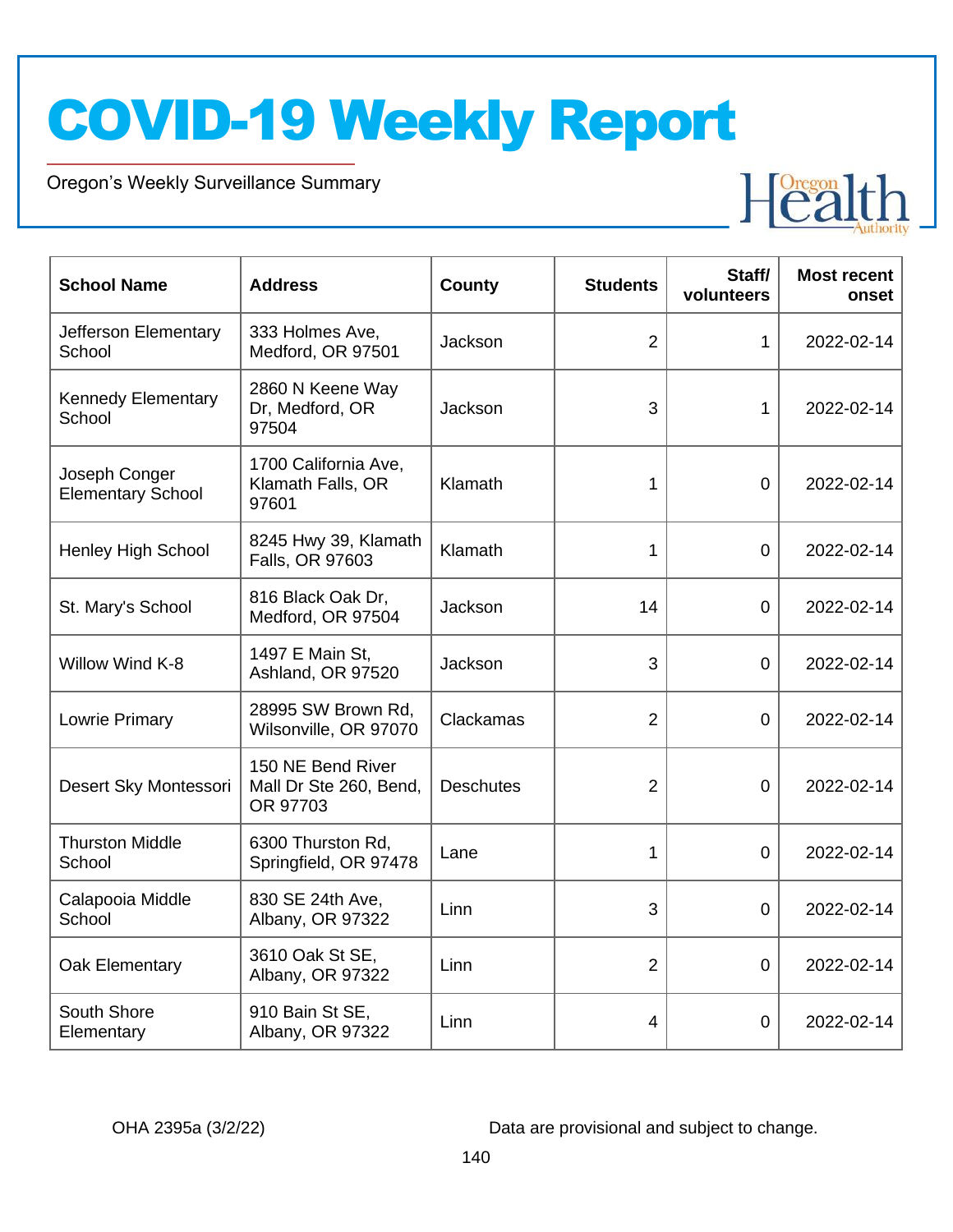# COVID-19 Weekly Report

Oregon's Weekly Surveillance Summary

| School Name | Address | County | Students | Staff/ volunteers | Most recent onset |
|---|---|---|---|---|---|
| Jefferson Elementary School | 333 Holmes Ave, Medford, OR 97501 | Jackson | 2 | 1 | 2022-02-14 |
| Kennedy Elementary School | 2860 N Keene Way Dr, Medford, OR 97504 | Jackson | 3 | 1 | 2022-02-14 |
| Joseph Conger Elementary School | 1700 California Ave, Klamath Falls, OR 97601 | Klamath | 1 | 0 | 2022-02-14 |
| Henley High School | 8245 Hwy 39, Klamath Falls, OR 97603 | Klamath | 1 | 0 | 2022-02-14 |
| St. Mary's School | 816 Black Oak Dr, Medford, OR 97504 | Jackson | 14 | 0 | 2022-02-14 |
| Willow Wind K-8 | 1497 E Main St, Ashland, OR 97520 | Jackson | 3 | 0 | 2022-02-14 |
| Lowrie Primary | 28995 SW Brown Rd, Wilsonville, OR 97070 | Clackamas | 2 | 0 | 2022-02-14 |
| Desert Sky Montessori | 150 NE Bend River Mall Dr Ste 260, Bend, OR 97703 | Deschutes | 2 | 0 | 2022-02-14 |
| Thurston Middle School | 6300 Thurston Rd, Springfield, OR 97478 | Lane | 1 | 0 | 2022-02-14 |
| Calapooia Middle School | 830 SE 24th Ave, Albany, OR 97322 | Linn | 3 | 0 | 2022-02-14 |
| Oak Elementary | 3610 Oak St SE, Albany, OR 97322 | Linn | 2 | 0 | 2022-02-14 |
| South Shore Elementary | 910 Bain St SE, Albany, OR 97322 | Linn | 4 | 0 | 2022-02-14 |

OHA 2395a (3/2/22)

Data are provisional and subject to change.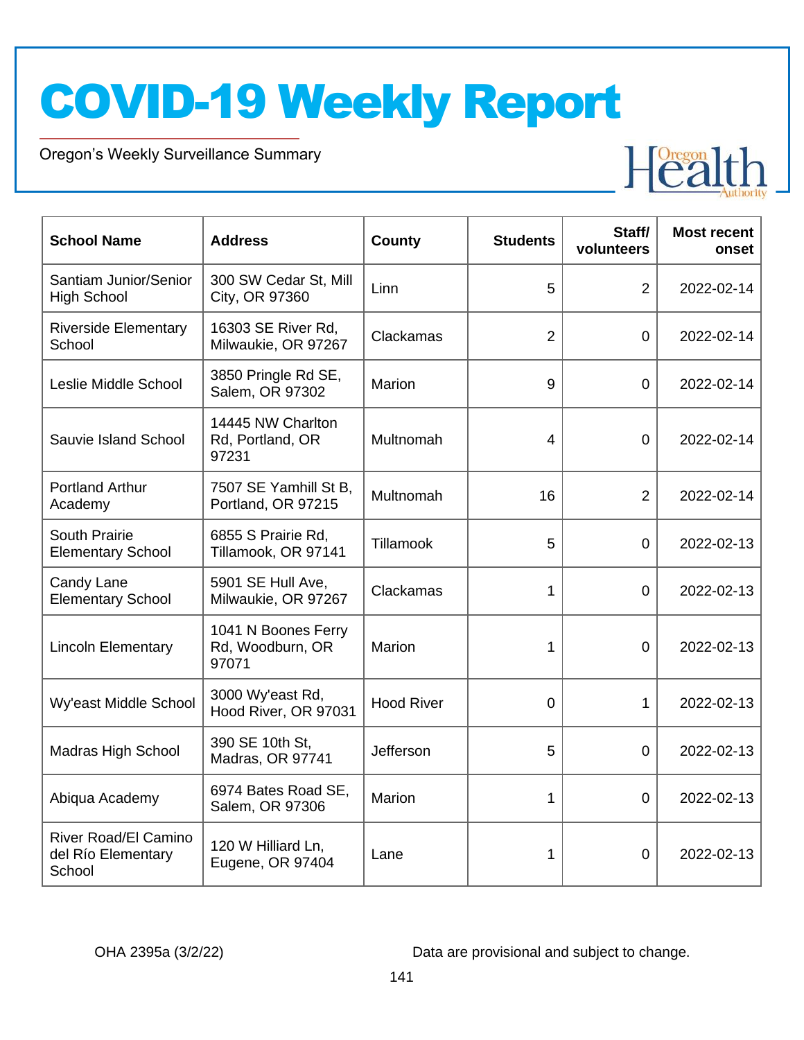| School Name | Address | County | Students | Staff/ volunteers | Most recent onset |
|---|---|---|---|---|---|
| Santiam Junior/Senior High School | 300 SW Cedar St, Mill City, OR 97360 | Linn | 5 | 2 | 2022-02-14 |
| Riverside Elementary School | 16303 SE River Rd, Milwaukie, OR 97267 | Clackamas | 2 | 0 | 2022-02-14 |
| Leslie Middle School | 3850 Pringle Rd SE, Salem, OR 97302 | Marion | 9 | 0 | 2022-02-14 |
| Sauvie Island School | 14445 NW Charlton Rd, Portland, OR 97231 | Multnomah | 4 | 0 | 2022-02-14 |
| Portland Arthur Academy | 7507 SE Yamhill St B, Portland, OR 97215 | Multnomah | 16 | 2 | 2022-02-14 |
| South Prairie Elementary School | 6855 S Prairie Rd, Tillamook, OR 97141 | Tillamook | 5 | 0 | 2022-02-13 |
| Candy Lane Elementary School | 5901 SE Hull Ave, Milwaukie, OR 97267 | Clackamas | 1 | 0 | 2022-02-13 |
| Lincoln Elementary | 1041 N Boones Ferry Rd, Woodburn, OR 97071 | Marion | 1 | 0 | 2022-02-13 |
| Wy'east Middle School | 3000 Wy'east Rd, Hood River, OR 97031 | Hood River | 0 | 1 | 2022-02-13 |
| Madras High School | 390 SE 10th St, Madras, OR 97741 | Jefferson | 5 | 0 | 2022-02-13 |
| Abiqua Academy | 6974 Bates Road SE, Salem, OR 97306 | Marion | 1 | 0 | 2022-02-13 |
| River Road/El Camino del Río Elementary School | 120 W Hilliard Ln, Eugene, OR 97404 | Lane | 1 | 0 | 2022-02-13 |

OHA 2395a (3/2/22)

Data are provisional and subject to change.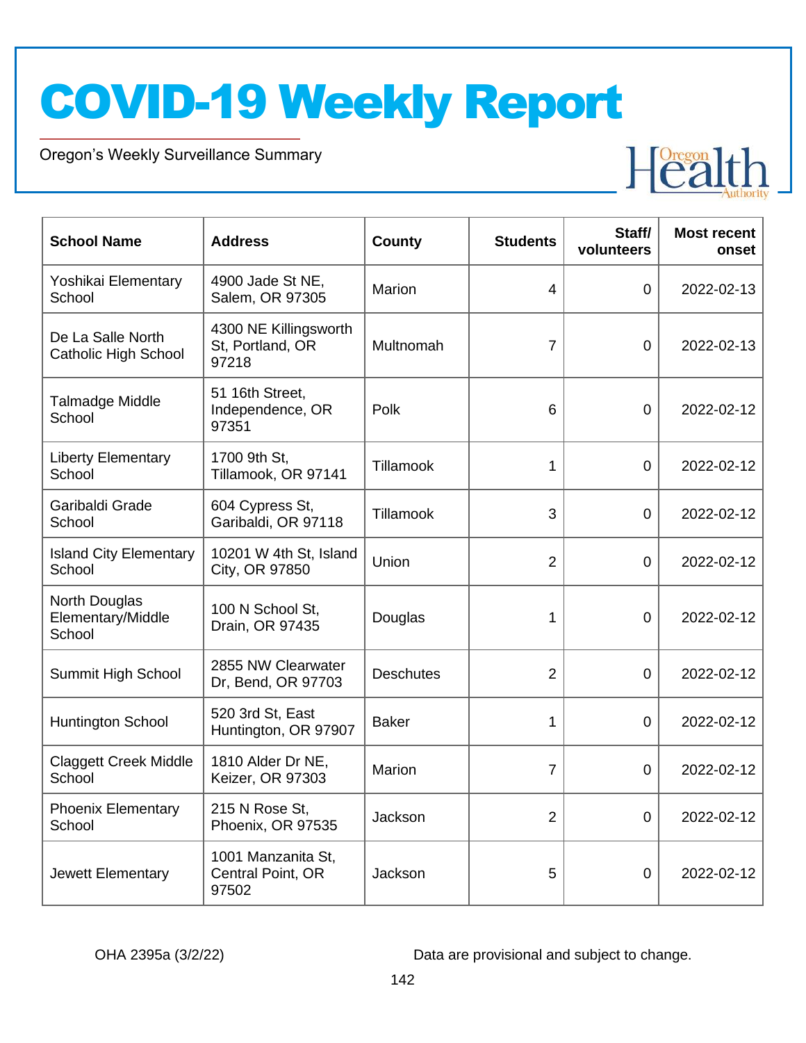# COVID-19 Weekly Report

Oregon's Weekly Surveillance Summary

| School Name | Address | County | Students | Staff/ volunteers | Most recent onset |
|---|---|---|---|---|---|
| Yoshikai Elementary School | 4900 Jade St NE, Salem, OR 97305 | Marion | 4 | 0 | 2022-02-13 |
| De La Salle North Catholic High School | 4300 NE Killingsworth St, Portland, OR 97218 | Multnomah | 7 | 0 | 2022-02-13 |
| Talmadge Middle School | 51 16th Street, Independence, OR 97351 | Polk | 6 | 0 | 2022-02-12 |
| Liberty Elementary School | 1700 9th St, Tillamook, OR 97141 | Tillamook | 1 | 0 | 2022-02-12 |
| Garibaldi Grade School | 604 Cypress St, Garibaldi, OR 97118 | Tillamook | 3 | 0 | 2022-02-12 |
| Island City Elementary School | 10201 W 4th St, Island City, OR 97850 | Union | 2 | 0 | 2022-02-12 |
| North Douglas Elementary/Middle School | 100 N School St, Drain, OR 97435 | Douglas | 1 | 0 | 2022-02-12 |
| Summit High School | 2855 NW Clearwater Dr, Bend, OR 97703 | Deschutes | 2 | 0 | 2022-02-12 |
| Huntington School | 520 3rd St, East Huntington, OR 97907 | Baker | 1 | 0 | 2022-02-12 |
| Claggett Creek Middle School | 1810 Alder Dr NE, Keizer, OR 97303 | Marion | 7 | 0 | 2022-02-12 |
| Phoenix Elementary School | 215 N Rose St, Phoenix, OR 97535 | Jackson | 2 | 0 | 2022-02-12 |
| Jewett Elementary | 1001 Manzanita St, Central Point, OR 97502 | Jackson | 5 | 0 | 2022-02-12 |

OHA 2395a (3/2/22)

Data are provisional and subject to change.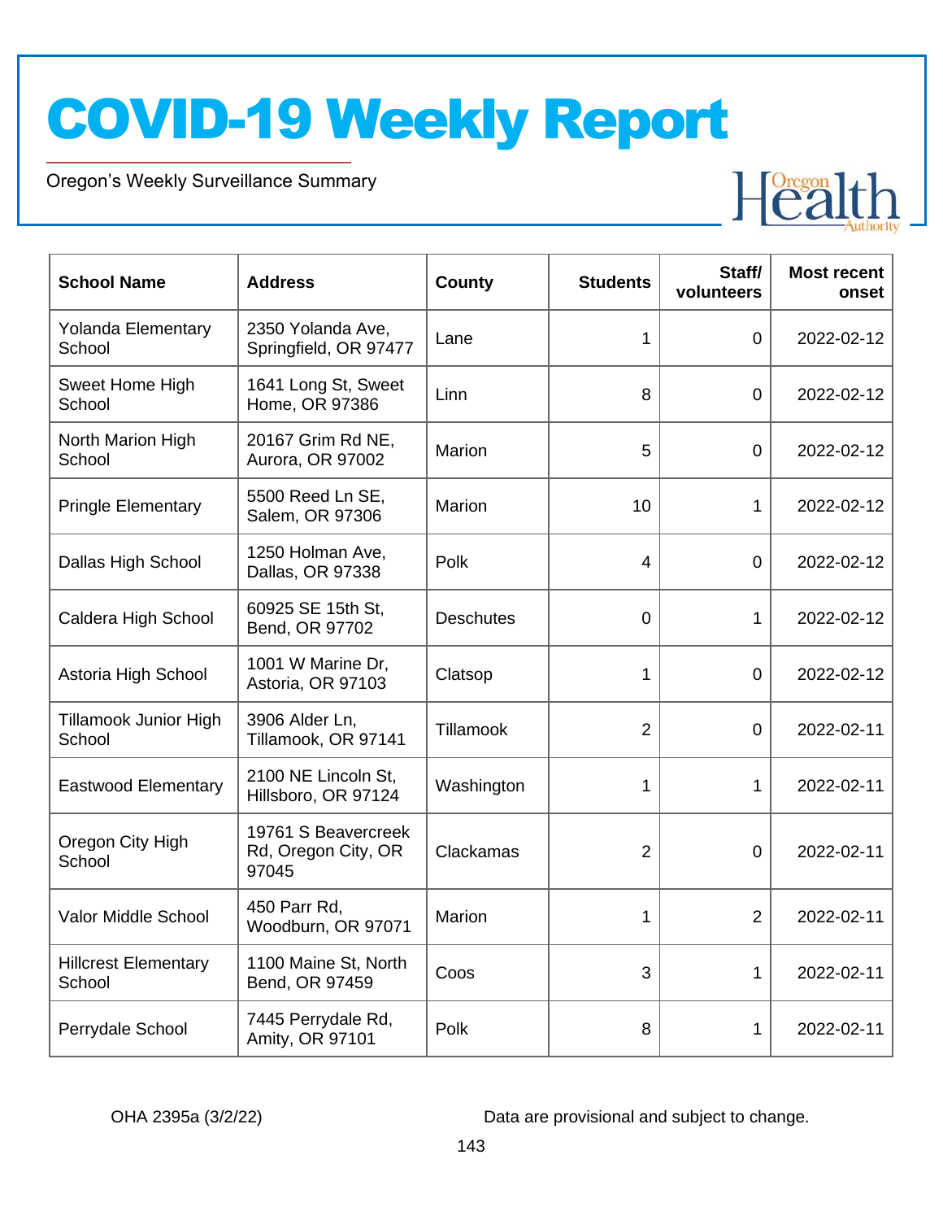# COVID-19 Weekly Report

Oregon's Weekly Surveillance Summary

| School Name | Address | County | Students | Staff/ volunteers | Most recent onset |
|---|---|---|---|---|---|
| Yolanda Elementary School | 2350 Yolanda Ave, Springfield, OR 97477 | Lane | 1 | 0 | 2022-02-12 |
| Sweet Home High School | 1641 Long St, Sweet Home, OR 97386 | Linn | 8 | 0 | 2022-02-12 |
| North Marion High School | 20167 Grim Rd NE, Aurora, OR 97002 | Marion | 5 | 0 | 2022-02-12 |
| Pringle Elementary | 5500 Reed Ln SE, Salem, OR 97306 | Marion | 10 | 1 | 2022-02-12 |
| Dallas High School | 1250 Holman Ave, Dallas, OR 97338 | Polk | 4 | 0 | 2022-02-12 |
| Caldera High School | 60925 SE 15th St, Bend, OR 97702 | Deschutes | 0 | 1 | 2022-02-12 |
| Astoria High School | 1001 W Marine Dr, Astoria, OR 97103 | Clatsop | 1 | 0 | 2022-02-12 |
| Tillamook Junior High School | 3906 Alder Ln, Tillamook, OR 97141 | Tillamook | 2 | 0 | 2022-02-11 |
| Eastwood Elementary | 2100 NE Lincoln St, Hillsboro, OR 97124 | Washington | 1 | 1 | 2022-02-11 |
| Oregon City High School | 19761 S Beavercreek Rd, Oregon City, OR 97045 | Clackamas | 2 | 0 | 2022-02-11 |
| Valor Middle School | 450 Parr Rd, Woodburn, OR 97071 | Marion | 1 | 2 | 2022-02-11 |
| Hillcrest Elementary School | 1100 Maine St, North Bend, OR 97459 | Coos | 3 | 1 | 2022-02-11 |
| Perrydale School | 7445 Perrydale Rd, Amity, OR 97101 | Polk | 8 | 1 | 2022-02-11 |

OHA 2395a (3/2/22)

Data are provisional and subject to change.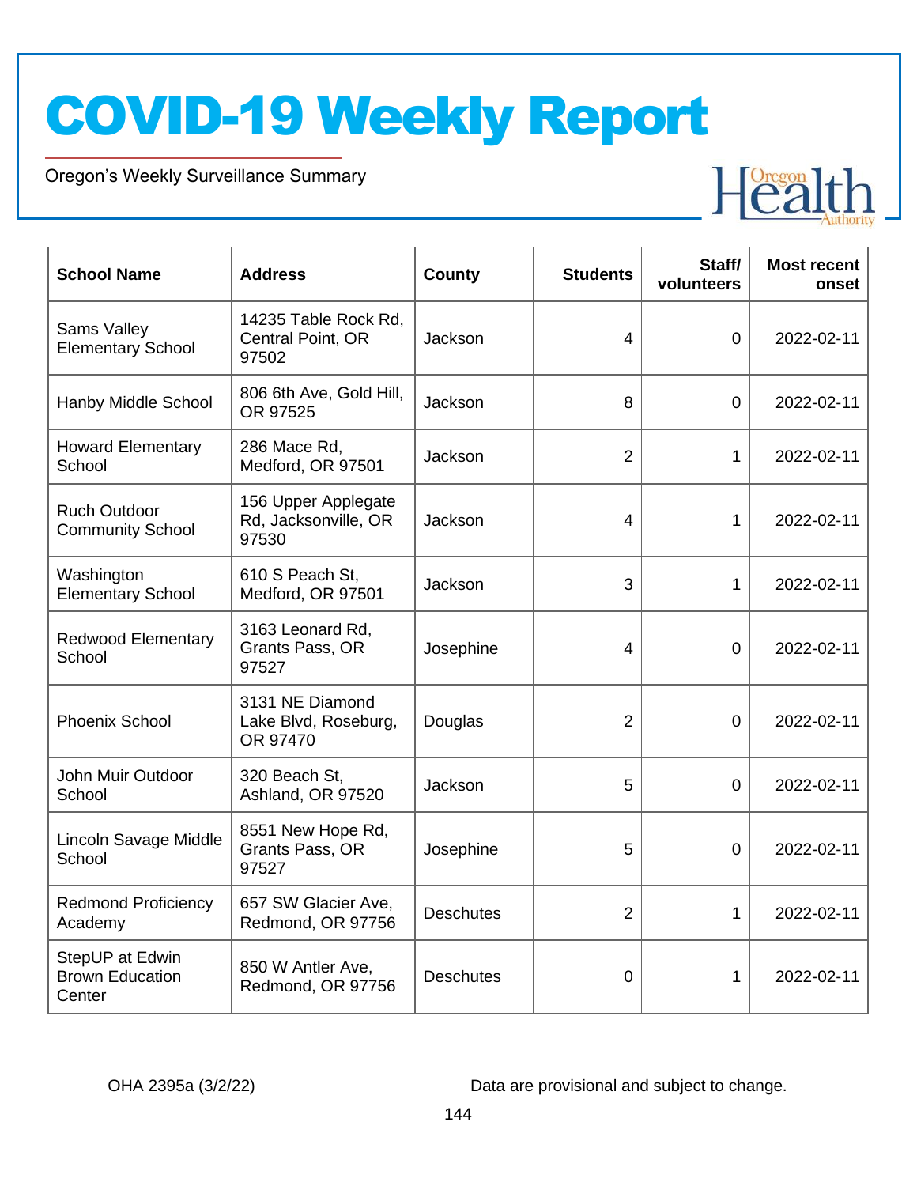# COVID-19 Weekly Report

Oregon's Weekly Surveillance Summary

| School Name | Address | County | Students | Staff/ volunteers | Most recent onset |
|---|---|---|---|---|---|
| Sams Valley Elementary School | 14235 Table Rock Rd, Central Point, OR 97502 | Jackson | 4 | 0 | 2022-02-11 |
| Hanby Middle School | 806 6th Ave, Gold Hill, OR 97525 | Jackson | 8 | 0 | 2022-02-11 |
| Howard Elementary School | 286 Mace Rd, Medford, OR 97501 | Jackson | 2 | 1 | 2022-02-11 |
| Ruch Outdoor Community School | 156 Upper Applegate Rd, Jacksonville, OR 97530 | Jackson | 4 | 1 | 2022-02-11 |
| Washington Elementary School | 610 S Peach St, Medford, OR 97501 | Jackson | 3 | 1 | 2022-02-11 |
| Redwood Elementary School | 3163 Leonard Rd, Grants Pass, OR 97527 | Josephine | 4 | 0 | 2022-02-11 |
| Phoenix School | 3131 NE Diamond Lake Blvd, Roseburg, OR 97470 | Douglas | 2 | 0 | 2022-02-11 |
| John Muir Outdoor School | 320 Beach St, Ashland, OR 97520 | Jackson | 5 | 0 | 2022-02-11 |
| Lincoln Savage Middle School | 8551 New Hope Rd, Grants Pass, OR 97527 | Josephine | 5 | 0 | 2022-02-11 |
| Redmond Proficiency Academy | 657 SW Glacier Ave, Redmond, OR 97756 | Deschutes | 2 | 1 | 2022-02-11 |
| StepUP at Edwin Brown Education Center | 850 W Antler Ave, Redmond, OR 97756 | Deschutes | 0 | 1 | 2022-02-11 |

OHA 2395a (3/2/22)

Data are provisional and subject to change.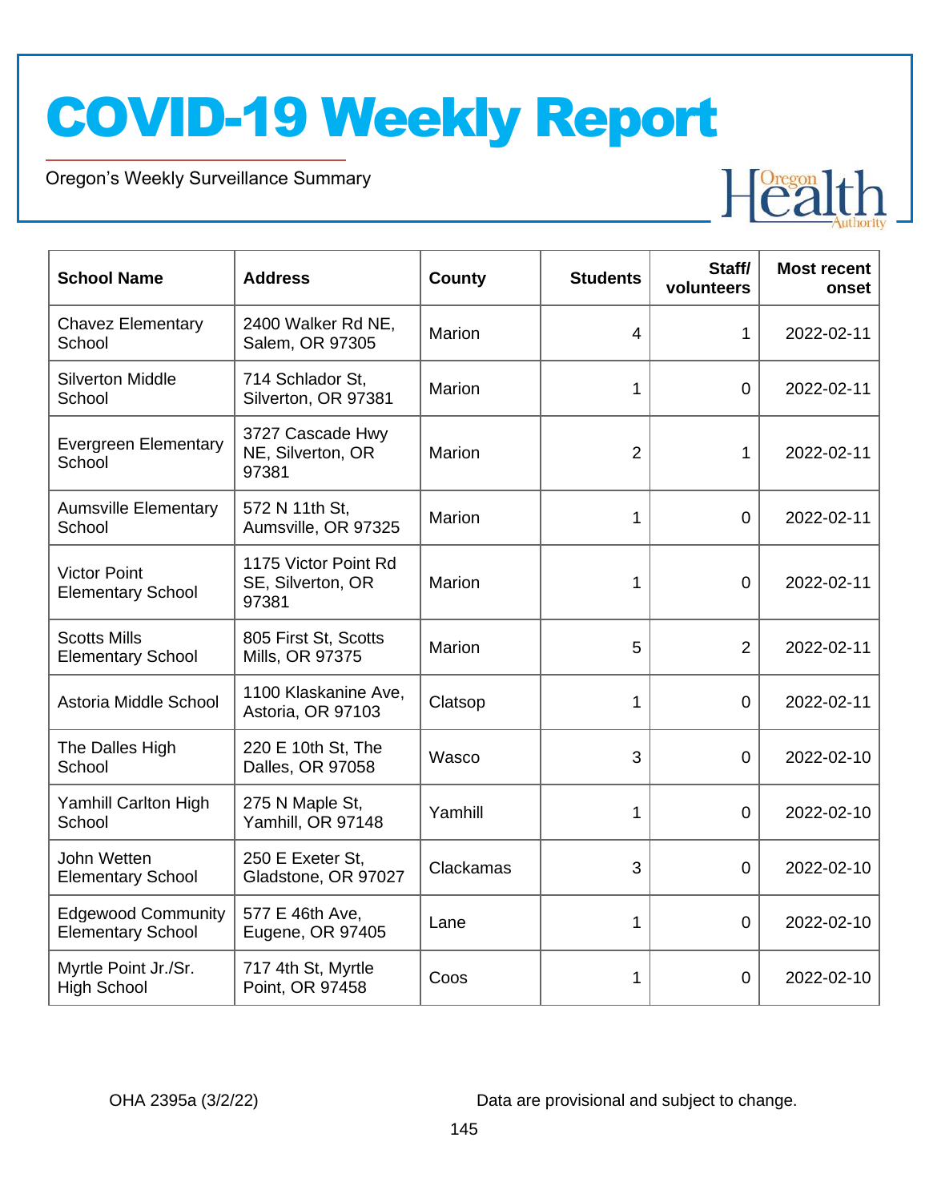# COVID-19 Weekly Report

Oregon's Weekly Surveillance Summary

| School Name | Address | County | Students | Staff/ volunteers | Most recent onset |
|---|---|---|---|---|---|
| Chavez Elementary School | 2400 Walker Rd NE, Salem, OR 97305 | Marion | 4 | 1 | 2022-02-11 |
| Silverton Middle School | 714 Schlador St, Silverton, OR 97381 | Marion | 1 | 0 | 2022-02-11 |
| Evergreen Elementary School | 3727 Cascade Hwy NE, Silverton, OR 97381 | Marion | 2 | 1 | 2022-02-11 |
| Aumsville Elementary School | 572 N 11th St, Aumsville, OR 97325 | Marion | 1 | 0 | 2022-02-11 |
| Victor Point Elementary School | 1175 Victor Point Rd SE, Silverton, OR 97381 | Marion | 1 | 0 | 2022-02-11 |
| Scotts Mills Elementary School | 805 First St, Scotts Mills, OR 97375 | Marion | 5 | 2 | 2022-02-11 |
| Astoria Middle School | 1100 Klaskanine Ave, Astoria, OR 97103 | Clatsop | 1 | 0 | 2022-02-11 |
| The Dalles High School | 220 E 10th St, The Dalles, OR 97058 | Wasco | 3 | 0 | 2022-02-10 |
| Yamhill Carlton High School | 275 N Maple St, Yamhill, OR 97148 | Yamhill | 1 | 0 | 2022-02-10 |
| John Wetten Elementary School | 250 E Exeter St, Gladstone, OR 97027 | Clackamas | 3 | 0 | 2022-02-10 |
| Edgewood Community Elementary School | 577 E 46th Ave, Eugene, OR 97405 | Lane | 1 | 0 | 2022-02-10 |
| Myrtle Point Jr./Sr. High School | 717 4th St, Myrtle Point, OR 97458 | Coos | 1 | 0 | 2022-02-10 |

OHA 2395a (3/2/22)

Data are provisional and subject to change.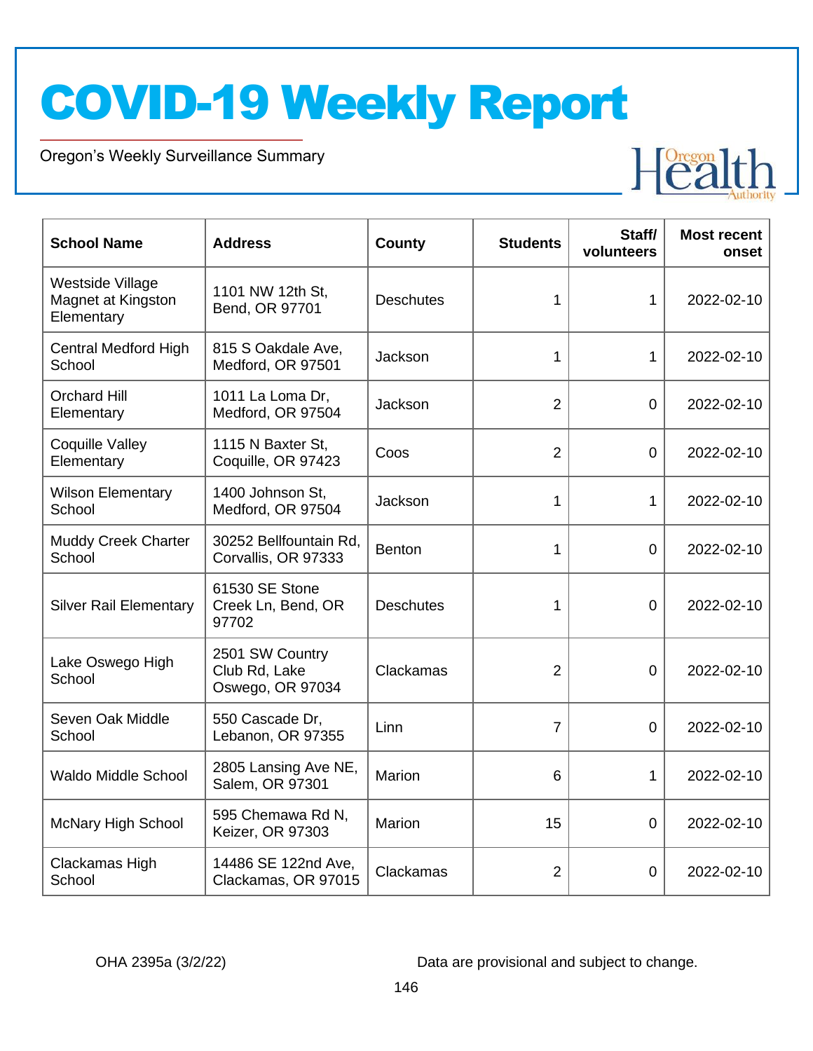# COVID-19 Weekly Report

Oregon's Weekly Surveillance Summary

| School Name | Address | County | Students | Staff/ volunteers | Most recent onset |
|---|---|---|---|---|---|
| Westside Village Magnet at Kingston Elementary | 1101 NW 12th St, Bend, OR 97701 | Deschutes | 1 | 1 | 2022-02-10 |
| Central Medford High School | 815 S Oakdale Ave, Medford, OR 97501 | Jackson | 1 | 1 | 2022-02-10 |
| Orchard Hill Elementary | 1011 La Loma Dr, Medford, OR 97504 | Jackson | 2 | 0 | 2022-02-10 |
| Coquille Valley Elementary | 1115 N Baxter St, Coquille, OR 97423 | Coos | 2 | 0 | 2022-02-10 |
| Wilson Elementary School | 1400 Johnson St, Medford, OR 97504 | Jackson | 1 | 1 | 2022-02-10 |
| Muddy Creek Charter School | 30252 Bellfountain Rd, Corvallis, OR 97333 | Benton | 1 | 0 | 2022-02-10 |
| Silver Rail Elementary | 61530 SE Stone Creek Ln, Bend, OR 97702 | Deschutes | 1 | 0 | 2022-02-10 |
| Lake Oswego High School | 2501 SW Country Club Rd, Lake Oswego, OR 97034 | Clackamas | 2 | 0 | 2022-02-10 |
| Seven Oak Middle School | 550 Cascade Dr, Lebanon, OR 97355 | Linn | 7 | 0 | 2022-02-10 |
| Waldo Middle School | 2805 Lansing Ave NE, Salem, OR 97301 | Marion | 6 | 1 | 2022-02-10 |
| McNary High School | 595 Chemawa Rd N, Keizer, OR 97303 | Marion | 15 | 0 | 2022-02-10 |
| Clackamas High School | 14486 SE 122nd Ave, Clackamas, OR 97015 | Clackamas | 2 | 0 | 2022-02-10 |

OHA 2395a (3/2/22)

Data are provisional and subject to change.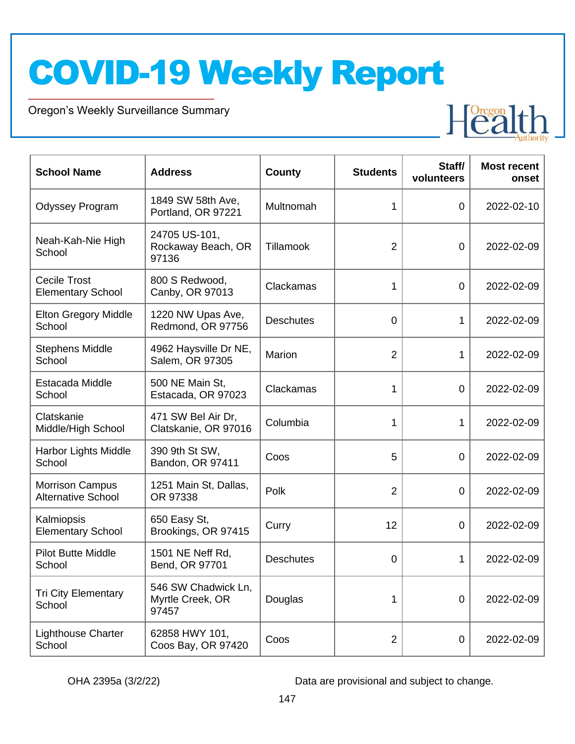# COVID-19 Weekly Report

Oregon's Weekly Surveillance Summary

| School Name | Address | County | Students | Staff/ volunteers | Most recent onset |
|---|---|---|---|---|---|
| Odyssey Program | 1849 SW 58th Ave, Portland, OR 97221 | Multnomah | 1 | 0 | 2022-02-10 |
| Neah-Kah-Nie High School | 24705 US-101, Rockaway Beach, OR 97136 | Tillamook | 2 | 0 | 2022-02-09 |
| Cecile Trost Elementary School | 800 S Redwood, Canby, OR 97013 | Clackamas | 1 | 0 | 2022-02-09 |
| Elton Gregory Middle School | 1220 NW Upas Ave, Redmond, OR 97756 | Deschutes | 0 | 1 | 2022-02-09 |
| Stephens Middle School | 4962 Haysville Dr NE, Salem, OR 97305 | Marion | 2 | 1 | 2022-02-09 |
| Estacada Middle School | 500 NE Main St, Estacada, OR 97023 | Clackamas | 1 | 0 | 2022-02-09 |
| Clatskanie Middle/High School | 471 SW Bel Air Dr, Clatskanie, OR 97016 | Columbia | 1 | 1 | 2022-02-09 |
| Harbor Lights Middle School | 390 9th St SW, Bandon, OR 97411 | Coos | 5 | 0 | 2022-02-09 |
| Morrison Campus Alternative School | 1251 Main St, Dallas, OR 97338 | Polk | 2 | 0 | 2022-02-09 |
| Kalmiopsis Elementary School | 650 Easy St, Brookings, OR 97415 | Curry | 12 | 0 | 2022-02-09 |
| Pilot Butte Middle School | 1501 NE Neff Rd, Bend, OR 97701 | Deschutes | 0 | 1 | 2022-02-09 |
| Tri City Elementary School | 546 SW Chadwick Ln, Myrtle Creek, OR 97457 | Douglas | 1 | 0 | 2022-02-09 |
| Lighthouse Charter School | 62858 HWY 101, Coos Bay, OR 97420 | Coos | 2 | 0 | 2022-02-09 |

OHA 2395a (3/2/22) Data are provisional and subject to change.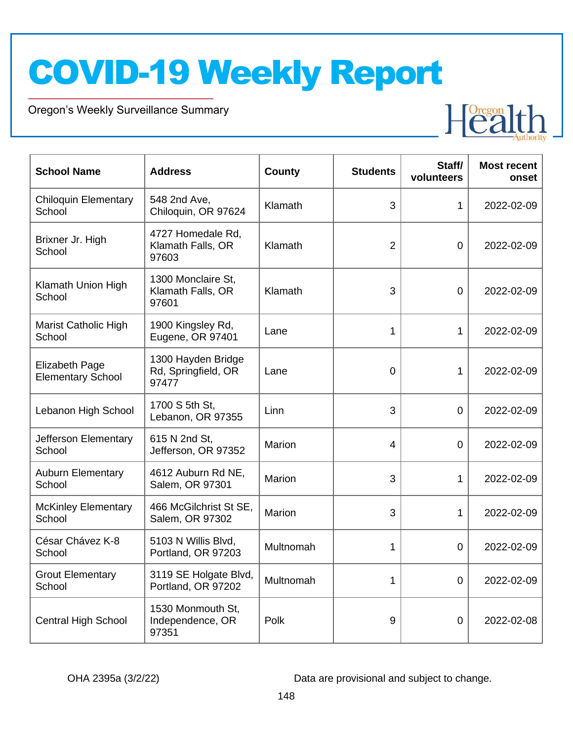# COVID-19 Weekly Report

Oregon's Weekly Surveillance Summary

| School Name | Address | County | Students | Staff/ volunteers | Most recent onset |
|---|---|---|---|---|---|
| Chiloquin Elementary School | 548 2nd Ave, Chiloquin, OR 97624 | Klamath | 3 | 1 | 2022-02-09 |
| Brixner Jr. High School | 4727 Homedale Rd, Klamath Falls, OR 97603 | Klamath | 2 | 0 | 2022-02-09 |
| Klamath Union High School | 1300 Monclaire St, Klamath Falls, OR 97601 | Klamath | 3 | 0 | 2022-02-09 |
| Marist Catholic High School | 1900 Kingsley Rd, Eugene, OR 97401 | Lane | 1 | 1 | 2022-02-09 |
| Elizabeth Page Elementary School | 1300 Hayden Bridge Rd, Springfield, OR 97477 | Lane | 0 | 1 | 2022-02-09 |
| Lebanon High School | 1700 S 5th St, Lebanon, OR 97355 | Linn | 3 | 0 | 2022-02-09 |
| Jefferson Elementary School | 615 N 2nd St, Jefferson, OR 97352 | Marion | 4 | 0 | 2022-02-09 |
| Auburn Elementary School | 4612 Auburn Rd NE, Salem, OR 97301 | Marion | 3 | 1 | 2022-02-09 |
| McKinley Elementary School | 466 McGilchrist St SE, Salem, OR 97302 | Marion | 3 | 1 | 2022-02-09 |
| César Chávez K-8 School | 5103 N Willis Blvd, Portland, OR 97203 | Multnomah | 1 | 0 | 2022-02-09 |
| Grout Elementary School | 3119 SE Holgate Blvd, Portland, OR 97202 | Multnomah | 1 | 0 | 2022-02-09 |
| Central High School | 1530 Monmouth St, Independence, OR 97351 | Polk | 9 | 0 | 2022-02-08 |

OHA 2395a (3/2/22)

Data are provisional and subject to change.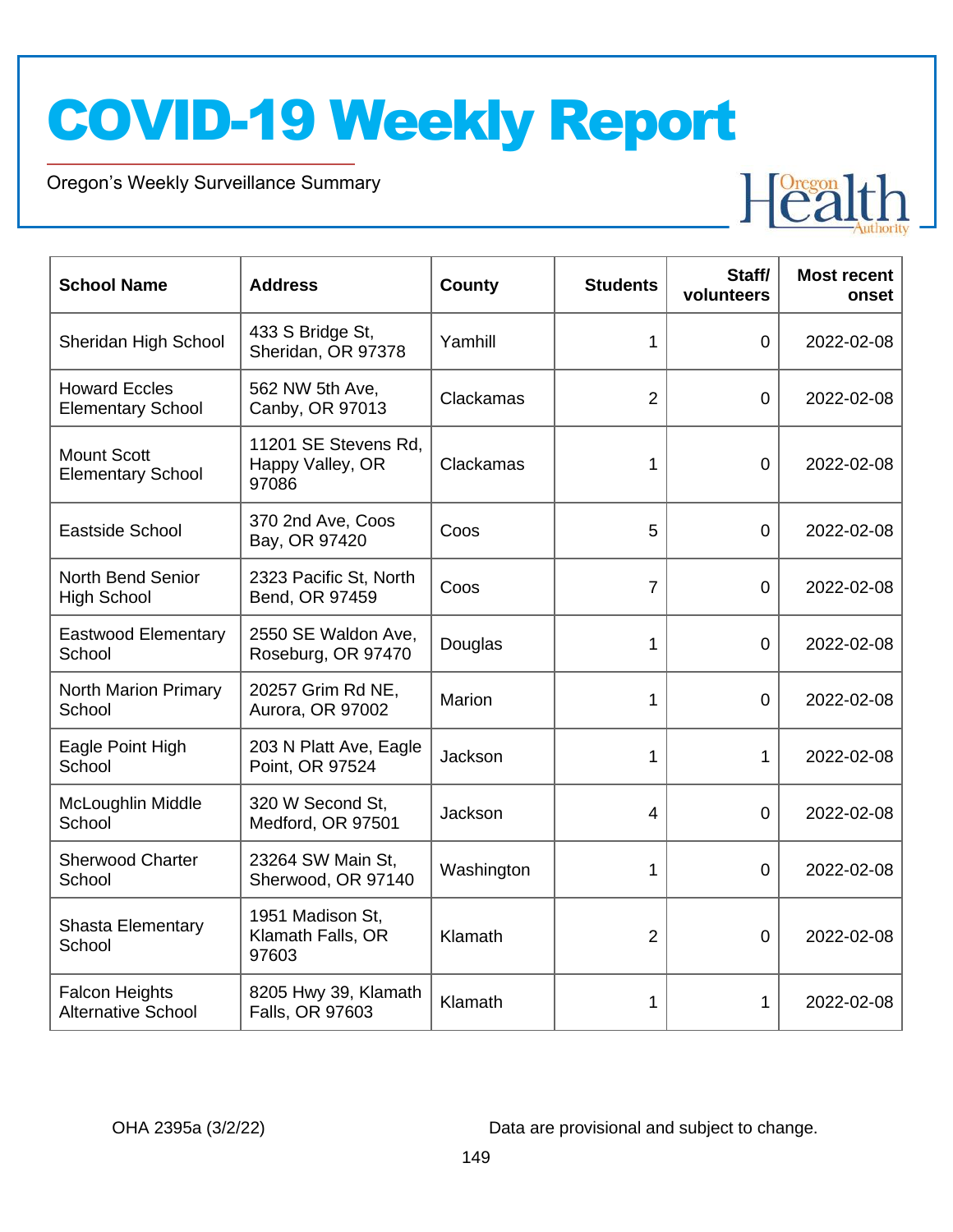# COVID-19 Weekly Report

Oregon's Weekly Surveillance Summary

| School Name | Address | County | Students | Staff/ volunteers | Most recent onset |
|---|---|---|---|---|---|
| Sheridan High School | 433 S Bridge St, Sheridan, OR 97378 | Yamhill | 1 | 0 | 2022-02-08 |
| Howard Eccles Elementary School | 562 NW 5th Ave, Canby, OR 97013 | Clackamas | 2 | 0 | 2022-02-08 |
| Mount Scott Elementary School | 11201 SE Stevens Rd, Happy Valley, OR 97086 | Clackamas | 1 | 0 | 2022-02-08 |
| Eastside School | 370 2nd Ave, Coos Bay, OR 97420 | Coos | 5 | 0 | 2022-02-08 |
| North Bend Senior High School | 2323 Pacific St, North Bend, OR 97459 | Coos | 7 | 0 | 2022-02-08 |
| Eastwood Elementary School | 2550 SE Waldon Ave, Roseburg, OR 97470 | Douglas | 1 | 0 | 2022-02-08 |
| North Marion Primary School | 20257 Grim Rd NE, Aurora, OR 97002 | Marion | 1 | 0 | 2022-02-08 |
| Eagle Point High School | 203 N Platt Ave, Eagle Point, OR 97524 | Jackson | 1 | 1 | 2022-02-08 |
| McLoughlin Middle School | 320 W Second St, Medford, OR 97501 | Jackson | 4 | 0 | 2022-02-08 |
| Sherwood Charter School | 23264 SW Main St, Sherwood, OR 97140 | Washington | 1 | 0 | 2022-02-08 |
| Shasta Elementary School | 1951 Madison St, Klamath Falls, OR 97603 | Klamath | 2 | 0 | 2022-02-08 |
| Falcon Heights Alternative School | 8205 Hwy 39, Klamath Falls, OR 97603 | Klamath | 1 | 1 | 2022-02-08 |

OHA 2395a (3/2/22)

Data are provisional and subject to change.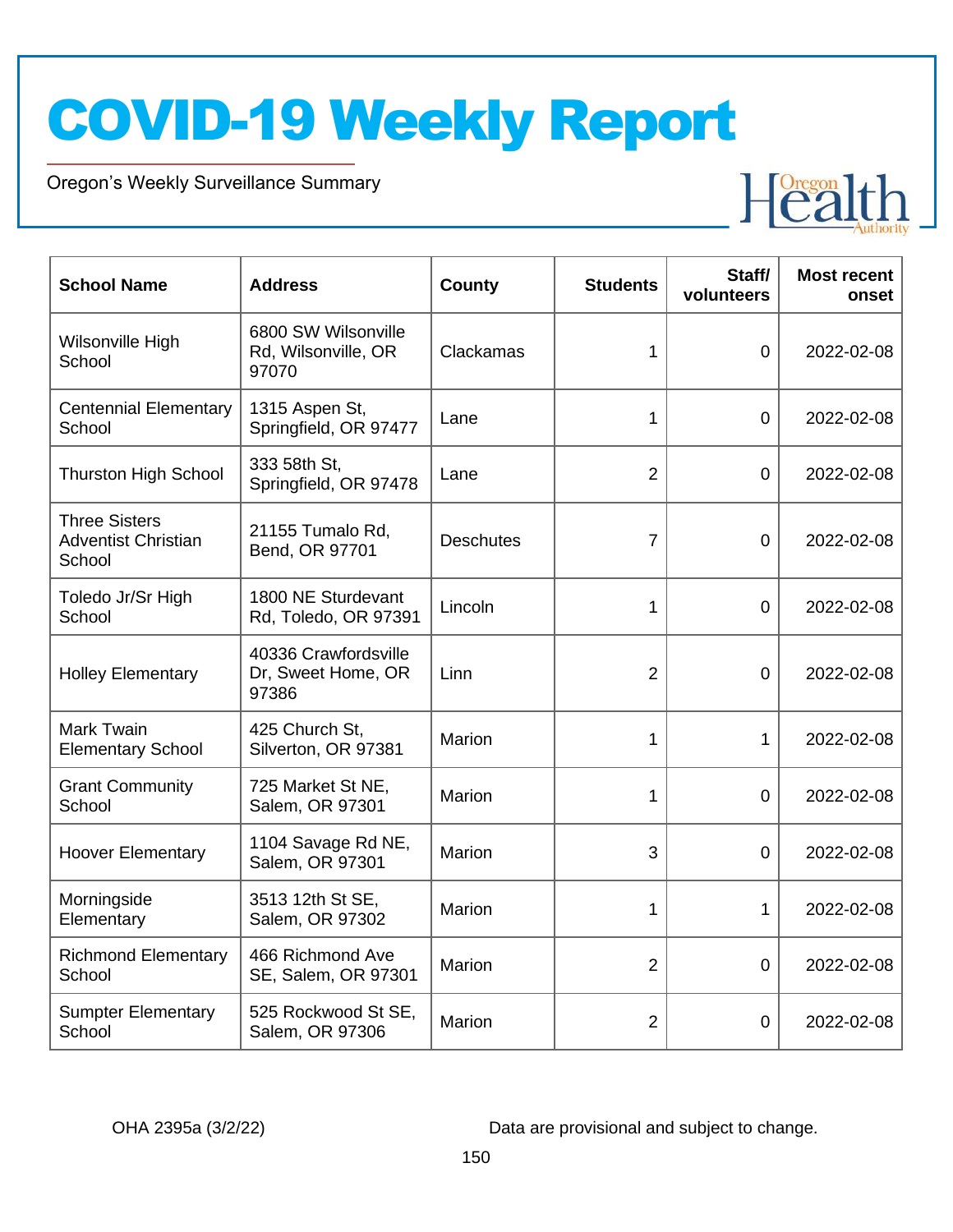# COVID-19 Weekly Report

Oregon's Weekly Surveillance Summary

| School Name | Address | County | Students | Staff/ volunteers | Most recent onset |
|---|---|---|---|---|---|
| Wilsonville High School | 6800 SW Wilsonville Rd, Wilsonville, OR 97070 | Clackamas | 1 | 0 | 2022-02-08 |
| Centennial Elementary School | 1315 Aspen St, Springfield, OR 97477 | Lane | 1 | 0 | 2022-02-08 |
| Thurston High School | 333 58th St, Springfield, OR 97478 | Lane | 2 | 0 | 2022-02-08 |
| Three Sisters Adventist Christian School | 21155 Tumalo Rd, Bend, OR 97701 | Deschutes | 7 | 0 | 2022-02-08 |
| Toledo Jr/Sr High School | 1800 NE Sturdevant Rd, Toledo, OR 97391 | Lincoln | 1 | 0 | 2022-02-08 |
| Holley Elementary | 40336 Crawfordsville Dr, Sweet Home, OR 97386 | Linn | 2 | 0 | 2022-02-08 |
| Mark Twain Elementary School | 425 Church St, Silverton, OR 97381 | Marion | 1 | 1 | 2022-02-08 |
| Grant Community School | 725 Market St NE, Salem, OR 97301 | Marion | 1 | 0 | 2022-02-08 |
| Hoover Elementary | 1104 Savage Rd NE, Salem, OR 97301 | Marion | 3 | 0 | 2022-02-08 |
| Morningside Elementary | 3513 12th St SE, Salem, OR 97302 | Marion | 1 | 1 | 2022-02-08 |
| Richmond Elementary School | 466 Richmond Ave SE, Salem, OR 97301 | Marion | 2 | 0 | 2022-02-08 |
| Sumpter Elementary School | 525 Rockwood St SE, Salem, OR 97306 | Marion | 2 | 0 | 2022-02-08 |

OHA 2395a (3/2/22)

Data are provisional and subject to change.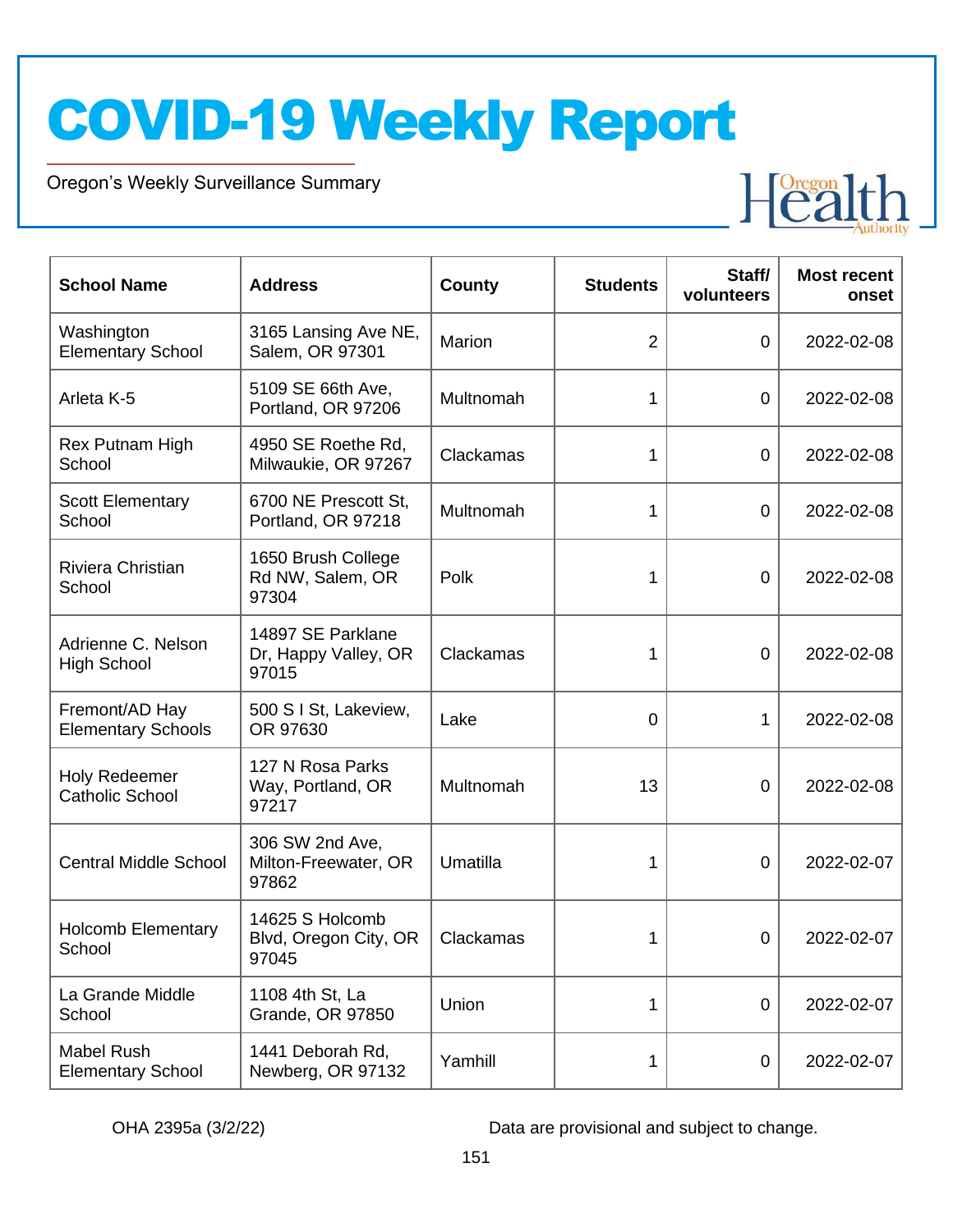# COVID-19 Weekly Report

Oregon's Weekly Surveillance Summary

| School Name | Address | County | Students | Staff/ volunteers | Most recent onset |
|---|---|---|---|---|---|
| Washington Elementary School | 3165 Lansing Ave NE, Salem, OR 97301 | Marion | 2 | 0 | 2022-02-08 |
| Arleta K-5 | 5109 SE 66th Ave, Portland, OR 97206 | Multnomah | 1 | 0 | 2022-02-08 |
| Rex Putnam High School | 4950 SE Roethe Rd, Milwaukie, OR 97267 | Clackamas | 1 | 0 | 2022-02-08 |
| Scott Elementary School | 6700 NE Prescott St, Portland, OR 97218 | Multnomah | 1 | 0 | 2022-02-08 |
| Riviera Christian School | 1650 Brush College Rd NW, Salem, OR 97304 | Polk | 1 | 0 | 2022-02-08 |
| Adrienne C. Nelson High School | 14897 SE Parklane Dr, Happy Valley, OR 97015 | Clackamas | 1 | 0 | 2022-02-08 |
| Fremont/AD Hay Elementary Schools | 500 S I St, Lakeview, OR 97630 | Lake | 0 | 1 | 2022-02-08 |
| Holy Redeemer Catholic School | 127 N Rosa Parks Way, Portland, OR 97217 | Multnomah | 13 | 0 | 2022-02-08 |
| Central Middle School | 306 SW 2nd Ave, Milton-Freewater, OR 97862 | Umatilla | 1 | 0 | 2022-02-07 |
| Holcomb Elementary School | 14625 S Holcomb Blvd, Oregon City, OR 97045 | Clackamas | 1 | 0 | 2022-02-07 |
| La Grande Middle School | 1108 4th St, La Grande, OR 97850 | Union | 1 | 0 | 2022-02-07 |
| Mabel Rush Elementary School | 1441 Deborah Rd, Newberg, OR 97132 | Yamhill | 1 | 0 | 2022-02-07 |

OHA 2395a (3/2/22)

Data are provisional and subject to change.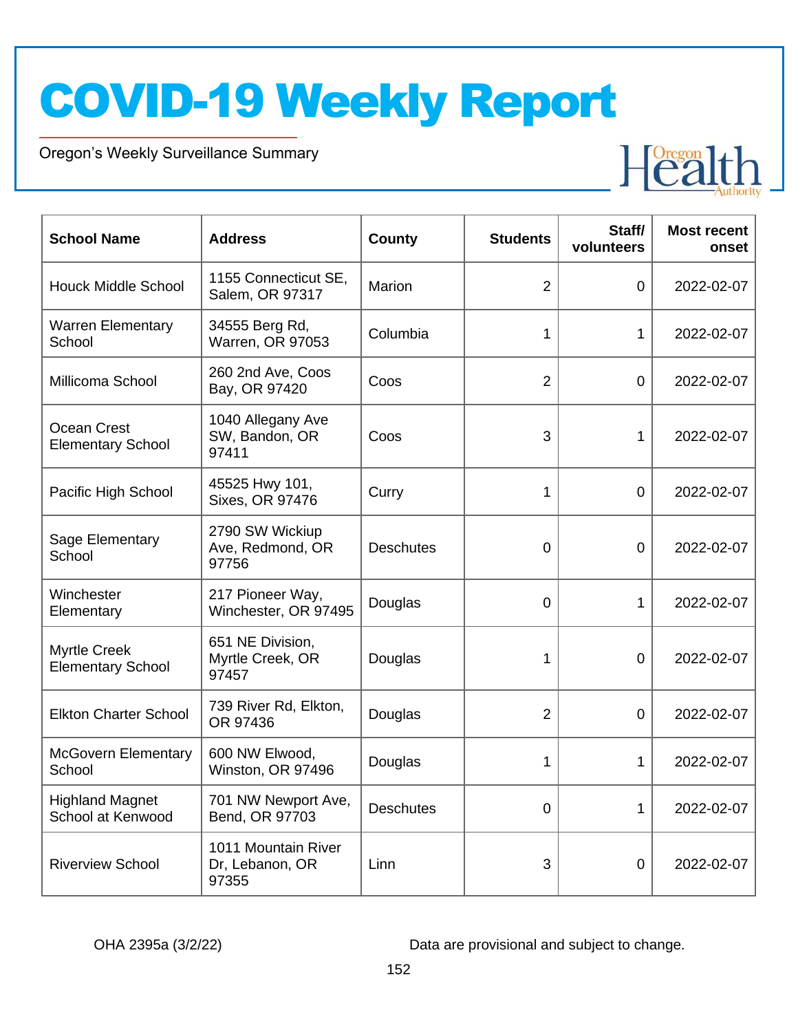# COVID-19 Weekly Report

Oregon's Weekly Surveillance Summary

| School Name | Address | County | Students | Staff/ volunteers | Most recent onset |
|---|---|---|---|---|---|
| Houck Middle School | 1155 Connecticut SE, Salem, OR 97317 | Marion | 2 | 0 | 2022-02-07 |
| Warren Elementary School | 34555 Berg Rd, Warren, OR 97053 | Columbia | 1 | 1 | 2022-02-07 |
| Millicoma School | 260 2nd Ave, Coos Bay, OR 97420 | Coos | 2 | 0 | 2022-02-07 |
| Ocean Crest Elementary School | 1040 Allegany Ave SW, Bandon, OR 97411 | Coos | 3 | 1 | 2022-02-07 |
| Pacific High School | 45525 Hwy 101, Sixes, OR 97476 | Curry | 1 | 0 | 2022-02-07 |
| Sage Elementary School | 2790 SW Wickiup Ave, Redmond, OR 97756 | Deschutes | 0 | 0 | 2022-02-07 |
| Winchester Elementary | 217 Pioneer Way, Winchester, OR 97495 | Douglas | 0 | 1 | 2022-02-07 |
| Myrtle Creek Elementary School | 651 NE Division, Myrtle Creek, OR 97457 | Douglas | 1 | 0 | 2022-02-07 |
| Elkton Charter School | 739 River Rd, Elkton, OR 97436 | Douglas | 2 | 0 | 2022-02-07 |
| McGovern Elementary School | 600 NW Elwood, Winston, OR 97496 | Douglas | 1 | 1 | 2022-02-07 |
| Highland Magnet School at Kenwood | 701 NW Newport Ave, Bend, OR 97703 | Deschutes | 0 | 1 | 2022-02-07 |
| Riverview School | 1011 Mountain River Dr, Lebanon, OR 97355 | Linn | 3 | 0 | 2022-02-07 |

OHA 2395a (3/2/22)

Data are provisional and subject to change.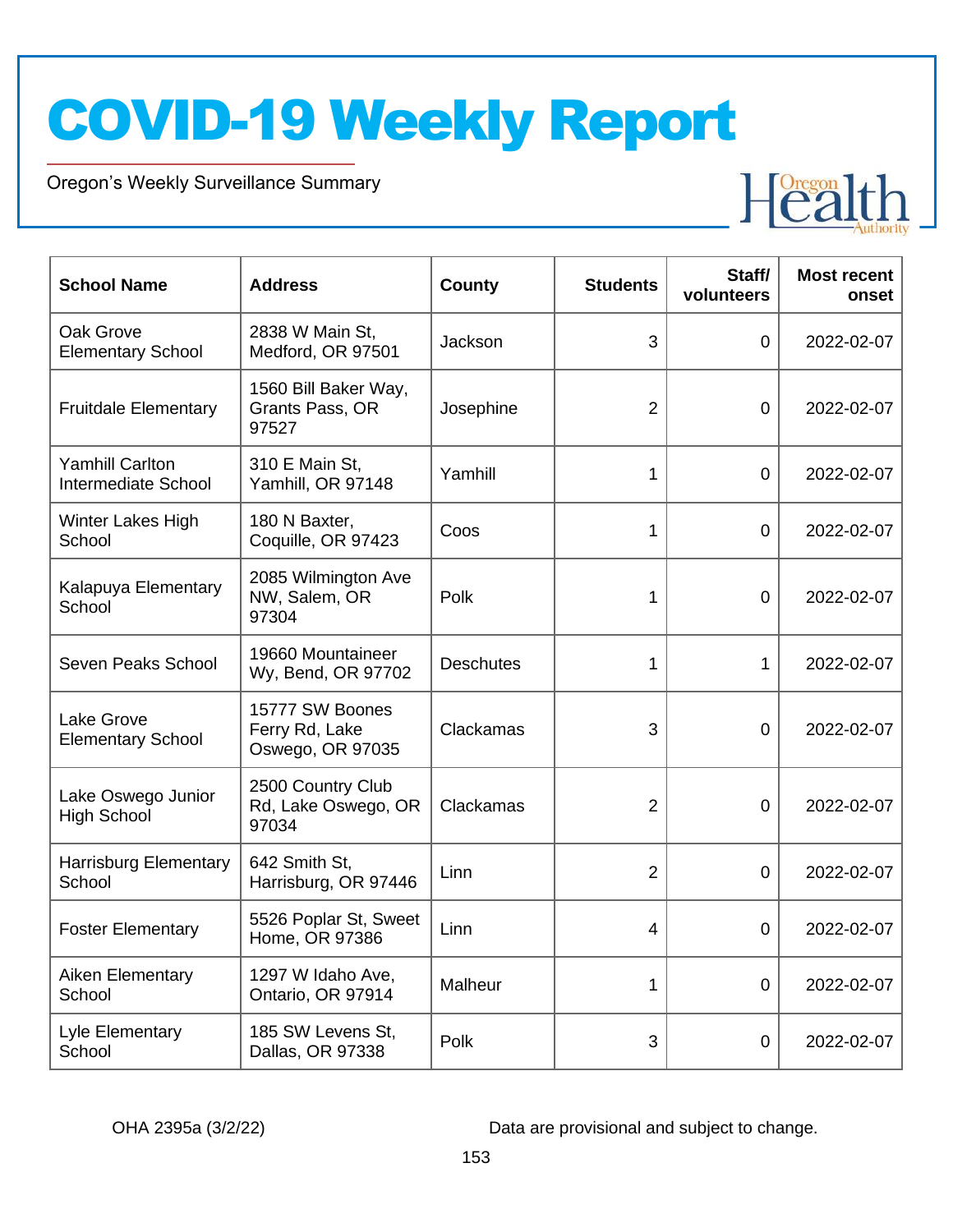# COVID-19 Weekly Report

Oregon's Weekly Surveillance Summary

| School Name | Address | County | Students | Staff/ volunteers | Most recent onset |
|---|---|---|---|---|---|
| Oak Grove Elementary School | 2838 W Main St, Medford, OR 97501 | Jackson | 3 | 0 | 2022-02-07 |
| Fruitdale Elementary | 1560 Bill Baker Way, Grants Pass, OR 97527 | Josephine | 2 | 0 | 2022-02-07 |
| Yamhill Carlton Intermediate School | 310 E Main St, Yamhill, OR 97148 | Yamhill | 1 | 0 | 2022-02-07 |
| Winter Lakes High School | 180 N Baxter, Coquille, OR 97423 | Coos | 1 | 0 | 2022-02-07 |
| Kalapuya Elementary School | 2085 Wilmington Ave NW, Salem, OR 97304 | Polk | 1 | 0 | 2022-02-07 |
| Seven Peaks School | 19660 Mountaineer Wy, Bend, OR 97702 | Deschutes | 1 | 1 | 2022-02-07 |
| Lake Grove Elementary School | 15777 SW Boones Ferry Rd, Lake Oswego, OR 97035 | Clackamas | 3 | 0 | 2022-02-07 |
| Lake Oswego Junior High School | 2500 Country Club Rd, Lake Oswego, OR 97034 | Clackamas | 2 | 0 | 2022-02-07 |
| Harrisburg Elementary School | 642 Smith St, Harrisburg, OR 97446 | Linn | 2 | 0 | 2022-02-07 |
| Foster Elementary | 5526 Poplar St, Sweet Home, OR 97386 | Linn | 4 | 0 | 2022-02-07 |
| Aiken Elementary School | 1297 W Idaho Ave, Ontario, OR 97914 | Malheur | 1 | 0 | 2022-02-07 |
| Lyle Elementary School | 185 SW Levens St, Dallas, OR 97338 | Polk | 3 | 0 | 2022-02-07 |

OHA 2395a (3/2/22)

Data are provisional and subject to change.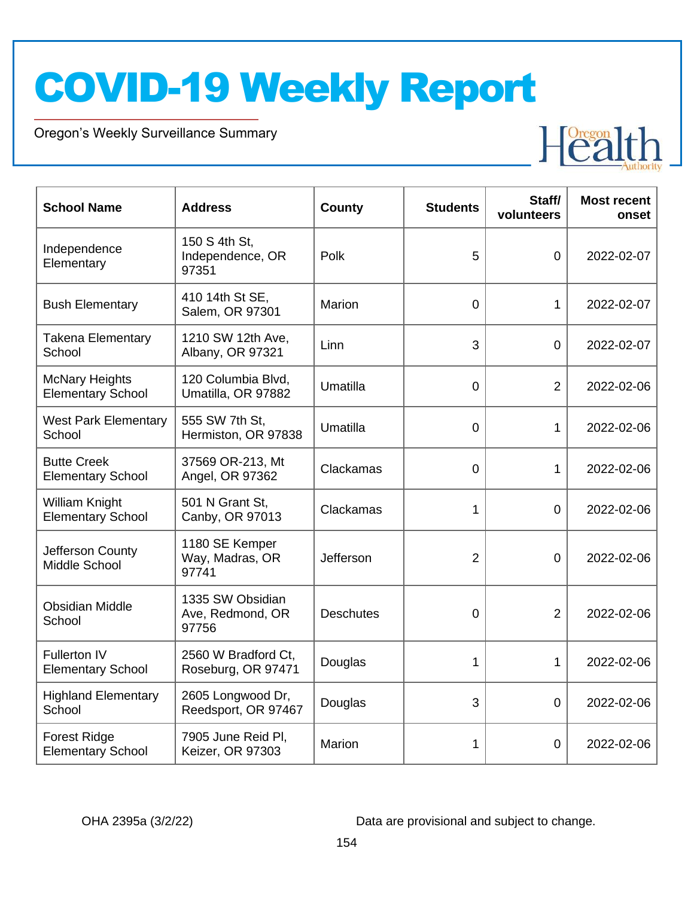# COVID-19 Weekly Report

Oregon's Weekly Surveillance Summary

| School Name | Address | County | Students | Staff/ volunteers | Most recent onset |
|---|---|---|---|---|---|
| Independence Elementary | 150 S 4th St, Independence, OR 97351 | Polk | 5 | 0 | 2022-02-07 |
| Bush Elementary | 410 14th St SE, Salem, OR 97301 | Marion | 0 | 1 | 2022-02-07 |
| Takena Elementary School | 1210 SW 12th Ave, Albany, OR 97321 | Linn | 3 | 0 | 2022-02-07 |
| McNary Heights Elementary School | 120 Columbia Blvd, Umatilla, OR 97882 | Umatilla | 0 | 2 | 2022-02-06 |
| West Park Elementary School | 555 SW 7th St, Hermiston, OR 97838 | Umatilla | 0 | 1 | 2022-02-06 |
| Butte Creek Elementary School | 37569 OR-213, Mt Angel, OR 97362 | Clackamas | 0 | 1 | 2022-02-06 |
| William Knight Elementary School | 501 N Grant St, Canby, OR 97013 | Clackamas | 1 | 0 | 2022-02-06 |
| Jefferson County Middle School | 1180 SE Kemper Way, Madras, OR 97741 | Jefferson | 2 | 0 | 2022-02-06 |
| Obsidian Middle School | 1335 SW Obsidian Ave, Redmond, OR 97756 | Deschutes | 0 | 2 | 2022-02-06 |
| Fullerton IV Elementary School | 2560 W Bradford Ct, Roseburg, OR 97471 | Douglas | 1 | 1 | 2022-02-06 |
| Highland Elementary School | 2605 Longwood Dr, Reedsport, OR 97467 | Douglas | 3 | 0 | 2022-02-06 |
| Forest Ridge Elementary School | 7905 June Reid Pl, Keizer, OR 97303 | Marion | 1 | 0 | 2022-02-06 |

OHA 2395a (3/2/22)

Data are provisional and subject to change.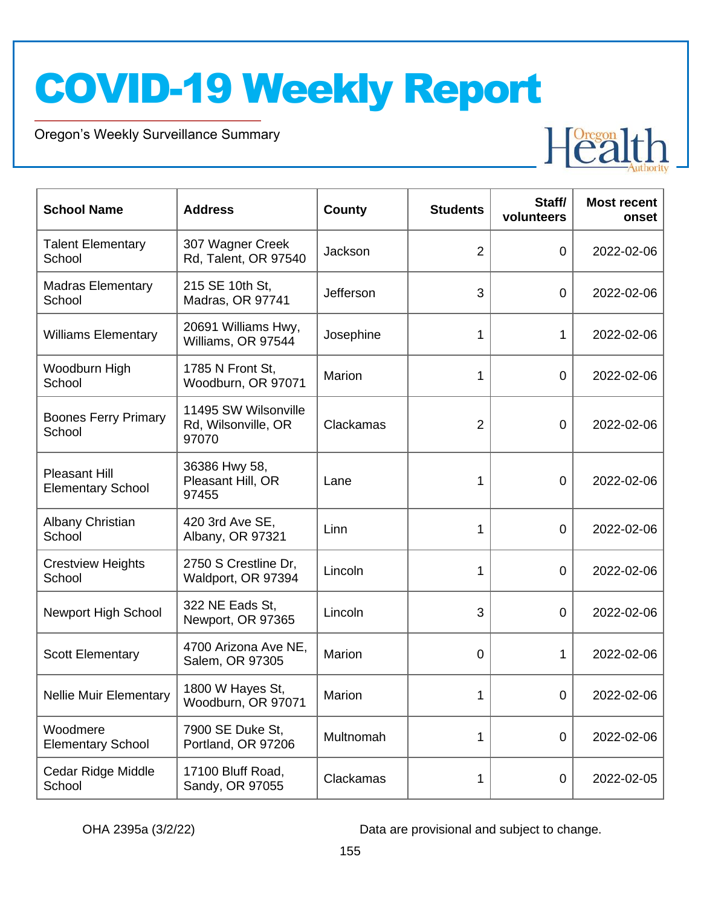# COVID-19 Weekly Report

Oregon's Weekly Surveillance Summary

| School Name | Address | County | Students | Staff/ volunteers | Most recent onset |
|---|---|---|---|---|---|
| Talent Elementary School | 307 Wagner Creek Rd, Talent, OR 97540 | Jackson | 2 | 0 | 2022-02-06 |
| Madras Elementary School | 215 SE 10th St, Madras, OR 97741 | Jefferson | 3 | 0 | 2022-02-06 |
| Williams Elementary | 20691 Williams Hwy, Williams, OR 97544 | Josephine | 1 | 1 | 2022-02-06 |
| Woodburn High School | 1785 N Front St, Woodburn, OR 97071 | Marion | 1 | 0 | 2022-02-06 |
| Boones Ferry Primary School | 11495 SW Wilsonville Rd, Wilsonville, OR 97070 | Clackamas | 2 | 0 | 2022-02-06 |
| Pleasant Hill Elementary School | 36386 Hwy 58, Pleasant Hill, OR 97455 | Lane | 1 | 0 | 2022-02-06 |
| Albany Christian School | 420 3rd Ave SE, Albany, OR 97321 | Linn | 1 | 0 | 2022-02-06 |
| Crestview Heights School | 2750 S Crestline Dr, Waldport, OR 97394 | Lincoln | 1 | 0 | 2022-02-06 |
| Newport High School | 322 NE Eads St, Newport, OR 97365 | Lincoln | 3 | 0 | 2022-02-06 |
| Scott Elementary | 4700 Arizona Ave NE, Salem, OR 97305 | Marion | 0 | 1 | 2022-02-06 |
| Nellie Muir Elementary | 1800 W Hayes St, Woodburn, OR 97071 | Marion | 1 | 0 | 2022-02-06 |
| Woodmere Elementary School | 7900 SE Duke St, Portland, OR 97206 | Multnomah | 1 | 0 | 2022-02-06 |
| Cedar Ridge Middle School | 17100 Bluff Road, Sandy, OR 97055 | Clackamas | 1 | 0 | 2022-02-05 |

OHA 2395a (3/2/22)

Data are provisional and subject to change.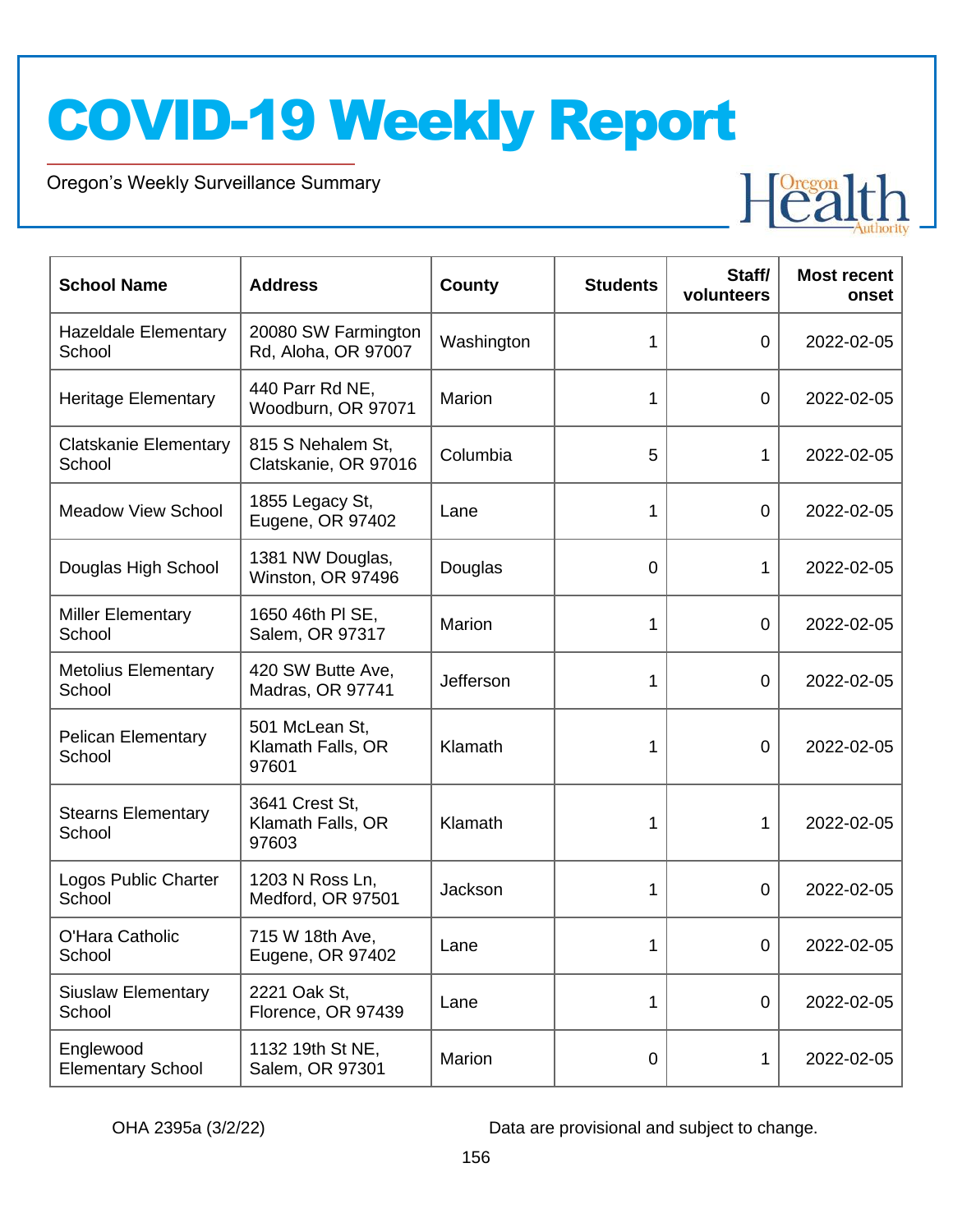# COVID-19 Weekly Report

Oregon's Weekly Surveillance Summary

| School Name | Address | County | Students | Staff/ volunteers | Most recent onset |
| --- | --- | --- | --- | --- | --- |
| Hazeldale Elementary School | 20080 SW Farmington Rd, Aloha, OR 97007 | Washington | 1 | 0 | 2022-02-05 |
| Heritage Elementary | 440 Parr Rd NE, Woodburn, OR 97071 | Marion | 1 | 0 | 2022-02-05 |
| Clatskanie Elementary School | 815 S Nehalem St, Clatskanie, OR 97016 | Columbia | 5 | 1 | 2022-02-05 |
| Meadow View School | 1855 Legacy St, Eugene, OR 97402 | Lane | 1 | 0 | 2022-02-05 |
| Douglas High School | 1381 NW Douglas, Winston, OR 97496 | Douglas | 0 | 1 | 2022-02-05 |
| Miller Elementary School | 1650 46th Pl SE, Salem, OR 97317 | Marion | 1 | 0 | 2022-02-05 |
| Metolius Elementary School | 420 SW Butte Ave, Madras, OR 97741 | Jefferson | 1 | 0 | 2022-02-05 |
| Pelican Elementary School | 501 McLean St, Klamath Falls, OR 97601 | Klamath | 1 | 0 | 2022-02-05 |
| Stearns Elementary School | 3641 Crest St, Klamath Falls, OR 97603 | Klamath | 1 | 1 | 2022-02-05 |
| Logos Public Charter School | 1203 N Ross Ln, Medford, OR 97501 | Jackson | 1 | 0 | 2022-02-05 |
| O'Hara Catholic School | 715 W 18th Ave, Eugene, OR 97402 | Lane | 1 | 0 | 2022-02-05 |
| Siuslaw Elementary School | 2221 Oak St, Florence, OR 97439 | Lane | 1 | 0 | 2022-02-05 |
| Englewood Elementary School | 1132 19th St NE, Salem, OR 97301 | Marion | 0 | 1 | 2022-02-05 |

OHA 2395a (3/2/22)

Data are provisional and subject to change.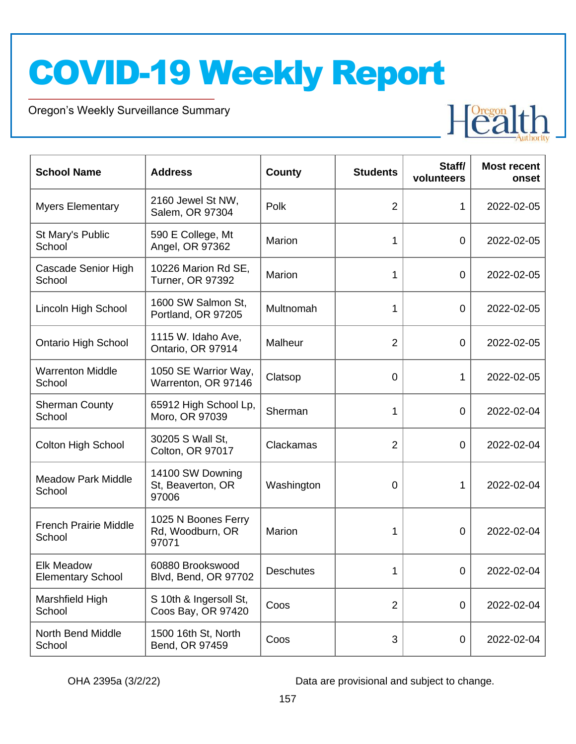# COVID-19 Weekly Report

Oregon's Weekly Surveillance Summary

| School Name | Address | County | Students | Staff/ volunteers | Most recent onset |
|---|---|---|---|---|---|
| Myers Elementary | 2160 Jewel St NW, Salem, OR 97304 | Polk | 2 | 1 | 2022-02-05 |
| St Mary's Public School | 590 E College, Mt Angel, OR 97362 | Marion | 1 | 0 | 2022-02-05 |
| Cascade Senior High School | 10226 Marion Rd SE, Turner, OR 97392 | Marion | 1 | 0 | 2022-02-05 |
| Lincoln High School | 1600 SW Salmon St, Portland, OR 97205 | Multnomah | 1 | 0 | 2022-02-05 |
| Ontario High School | 1115 W. Idaho Ave, Ontario, OR 97914 | Malheur | 2 | 0 | 2022-02-05 |
| Warrenton Middle School | 1050 SE Warrior Way, Warrenton, OR 97146 | Clatsop | 0 | 1 | 2022-02-05 |
| Sherman County School | 65912 High School Lp, Moro, OR 97039 | Sherman | 1 | 0 | 2022-02-04 |
| Colton High School | 30205 S Wall St, Colton, OR 97017 | Clackamas | 2 | 0 | 2022-02-04 |
| Meadow Park Middle School | 14100 SW Downing St, Beaverton, OR 97006 | Washington | 0 | 1 | 2022-02-04 |
| French Prairie Middle School | 1025 N Boones Ferry Rd, Woodburn, OR 97071 | Marion | 1 | 0 | 2022-02-04 |
| Elk Meadow Elementary School | 60880 Brookswood Blvd, Bend, OR 97702 | Deschutes | 1 | 0 | 2022-02-04 |
| Marshfield High School | S 10th & Ingersoll St, Coos Bay, OR 97420 | Coos | 2 | 0 | 2022-02-04 |
| North Bend Middle School | 1500 16th St, North Bend, OR 97459 | Coos | 3 | 0 | 2022-02-04 |

OHA 2395a (3/2/22)

Data are provisional and subject to change.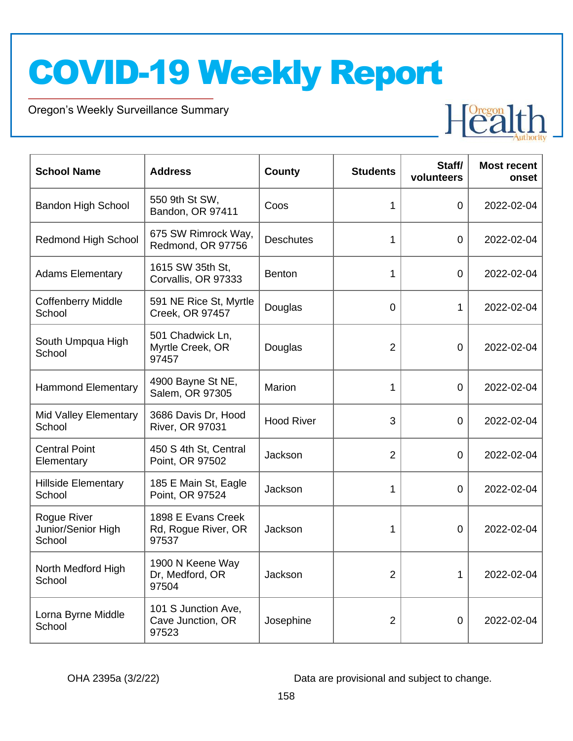# COVID-19 Weekly Report

Oregon's Weekly Surveillance Summary

| School Name | Address | County | Students | Staff/ volunteers | Most recent onset |
|---|---|---|---|---|---|
| Bandon High School | 550 9th St SW, Bandon, OR 97411 | Coos | 1 | 0 | 2022-02-04 |
| Redmond High School | 675 SW Rimrock Way, Redmond, OR 97756 | Deschutes | 1 | 0 | 2022-02-04 |
| Adams Elementary | 1615 SW 35th St, Corvallis, OR 97333 | Benton | 1 | 0 | 2022-02-04 |
| Coffenberry Middle School | 591 NE Rice St, Myrtle Creek, OR 97457 | Douglas | 0 | 1 | 2022-02-04 |
| South Umpqua High School | 501 Chadwick Ln, Myrtle Creek, OR 97457 | Douglas | 2 | 0 | 2022-02-04 |
| Hammond Elementary | 4900 Bayne St NE, Salem, OR 97305 | Marion | 1 | 0 | 2022-02-04 |
| Mid Valley Elementary School | 3686 Davis Dr, Hood River, OR 97031 | Hood River | 3 | 0 | 2022-02-04 |
| Central Point Elementary | 450 S 4th St, Central Point, OR 97502 | Jackson | 2 | 0 | 2022-02-04 |
| Hillside Elementary School | 185 E Main St, Eagle Point, OR 97524 | Jackson | 1 | 0 | 2022-02-04 |
| Rogue River Junior/Senior High School | 1898 E Evans Creek Rd, Rogue River, OR 97537 | Jackson | 1 | 0 | 2022-02-04 |
| North Medford High School | 1900 N Keene Way Dr, Medford, OR 97504 | Jackson | 2 | 1 | 2022-02-04 |
| Lorna Byrne Middle School | 101 S Junction Ave, Cave Junction, OR 97523 | Josephine | 2 | 0 | 2022-02-04 |

OHA 2395a (3/2/22)

Data are provisional and subject to change.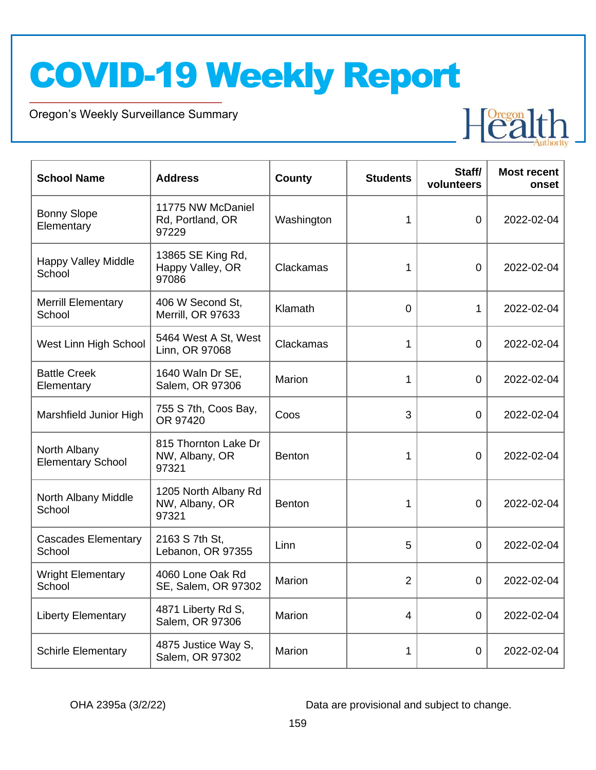# COVID-19 Weekly Report

Oregon's Weekly Surveillance Summary

| School Name | Address | County | Students | Staff/ volunteers | Most recent onset |
|---|---|---|---|---|---|
| Bonny Slope Elementary | 11775 NW McDaniel Rd, Portland, OR 97229 | Washington | 1 | 0 | 2022-02-04 |
| Happy Valley Middle School | 13865 SE King Rd, Happy Valley, OR 97086 | Clackamas | 1 | 0 | 2022-02-04 |
| Merrill Elementary School | 406 W Second St, Merrill, OR 97633 | Klamath | 0 | 1 | 2022-02-04 |
| West Linn High School | 5464 West A St, West Linn, OR 97068 | Clackamas | 1 | 0 | 2022-02-04 |
| Battle Creek Elementary | 1640 Waln Dr SE, Salem, OR 97306 | Marion | 1 | 0 | 2022-02-04 |
| Marshfield Junior High | 755 S 7th, Coos Bay, OR 97420 | Coos | 3 | 0 | 2022-02-04 |
| North Albany Elementary School | 815 Thornton Lake Dr NW, Albany, OR 97321 | Benton | 1 | 0 | 2022-02-04 |
| North Albany Middle School | 1205 North Albany Rd NW, Albany, OR 97321 | Benton | 1 | 0 | 2022-02-04 |
| Cascades Elementary School | 2163 S 7th St, Lebanon, OR 97355 | Linn | 5 | 0 | 2022-02-04 |
| Wright Elementary School | 4060 Lone Oak Rd SE, Salem, OR 97302 | Marion | 2 | 0 | 2022-02-04 |
| Liberty Elementary | 4871 Liberty Rd S, Salem, OR 97306 | Marion | 4 | 0 | 2022-02-04 |
| Schirle Elementary | 4875 Justice Way S, Salem, OR 97302 | Marion | 1 | 0 | 2022-02-04 |

OHA 2395a (3/2/22)

Data are provisional and subject to change.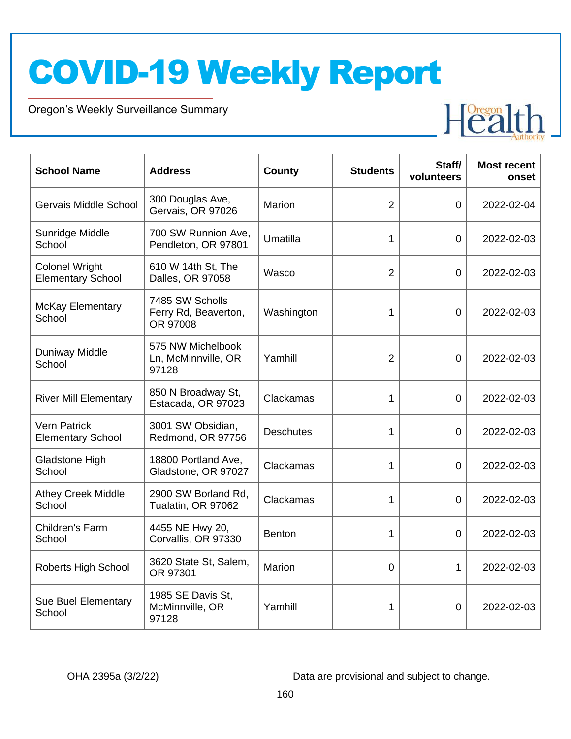# COVID-19 Weekly Report

Oregon's Weekly Surveillance Summary

| School Name | Address | County | Students | Staff/ volunteers | Most recent onset |
|---|---|---|---|---|---|
| Gervais Middle School | 300 Douglas Ave, Gervais, OR 97026 | Marion | 2 | 0 | 2022-02-04 |
| Sunridge Middle School | 700 SW Runnion Ave, Pendleton, OR 97801 | Umatilla | 1 | 0 | 2022-02-03 |
| Colonel Wright Elementary School | 610 W 14th St, The Dalles, OR 97058 | Wasco | 2 | 0 | 2022-02-03 |
| McKay Elementary School | 7485 SW Scholls Ferry Rd, Beaverton, OR 97008 | Washington | 1 | 0 | 2022-02-03 |
| Duniway Middle School | 575 NW Michelbook Ln, McMinnville, OR 97128 | Yamhill | 2 | 0 | 2022-02-03 |
| River Mill Elementary | 850 N Broadway St, Estacada, OR 97023 | Clackamas | 1 | 0 | 2022-02-03 |
| Vern Patrick Elementary School | 3001 SW Obsidian, Redmond, OR 97756 | Deschutes | 1 | 0 | 2022-02-03 |
| Gladstone High School | 18800 Portland Ave, Gladstone, OR 97027 | Clackamas | 1 | 0 | 2022-02-03 |
| Athey Creek Middle School | 2900 SW Borland Rd, Tualatin, OR 97062 | Clackamas | 1 | 0 | 2022-02-03 |
| Children's Farm School | 4455 NE Hwy 20, Corvallis, OR 97330 | Benton | 1 | 0 | 2022-02-03 |
| Roberts High School | 3620 State St, Salem, OR 97301 | Marion | 0 | 1 | 2022-02-03 |
| Sue Buel Elementary School | 1985 SE Davis St, McMinnville, OR 97128 | Yamhill | 1 | 0 | 2022-02-03 |

OHA 2395a (3/2/22)

Data are provisional and subject to change.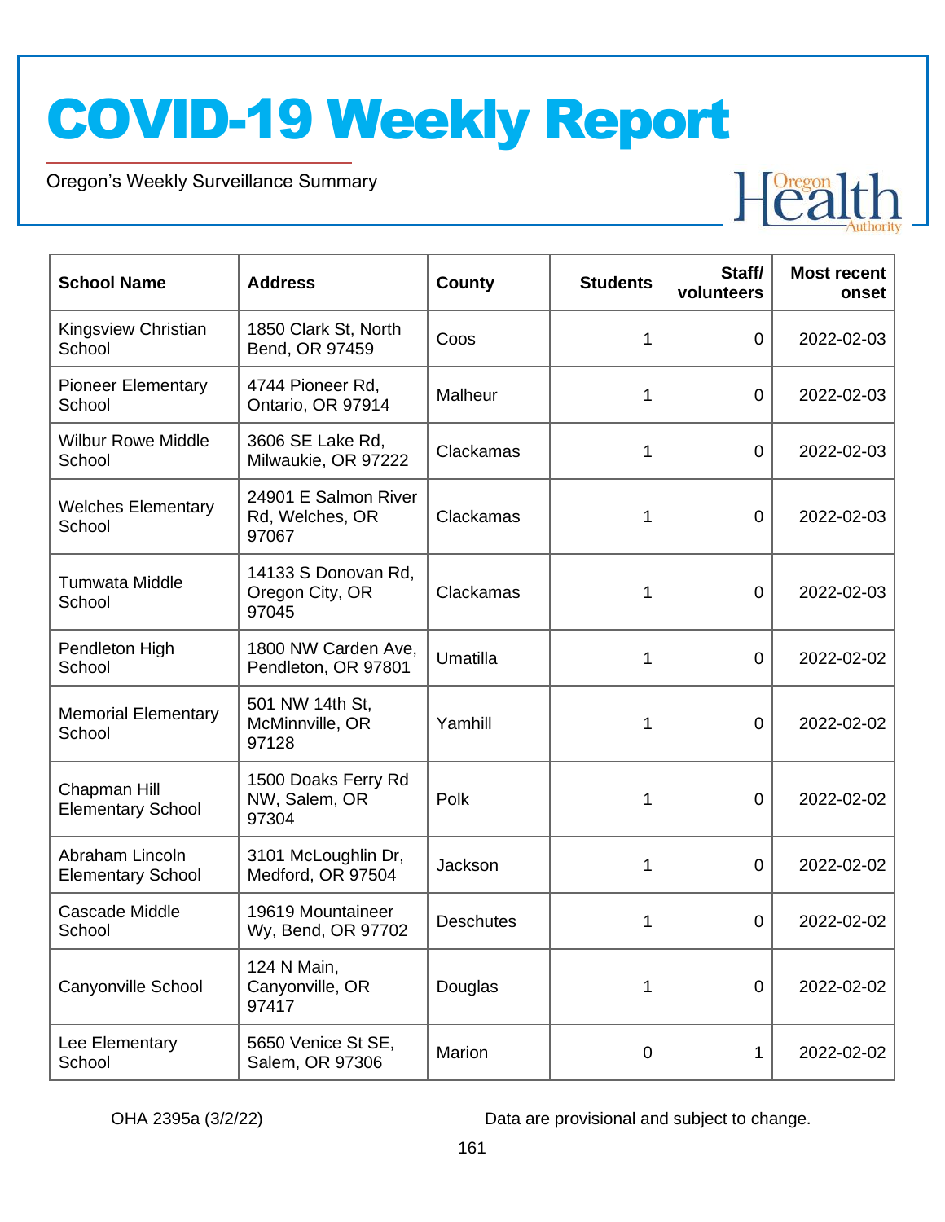# COVID-19 Weekly Report

Oregon's Weekly Surveillance Summary

| School Name | Address | County | Students | Staff/ volunteers | Most recent onset |
|---|---|---|---|---|---|
| Kingsview Christian School | 1850 Clark St, North Bend, OR 97459 | Coos | 1 | 0 | 2022-02-03 |
| Pioneer Elementary School | 4744 Pioneer Rd, Ontario, OR 97914 | Malheur | 1 | 0 | 2022-02-03 |
| Wilbur Rowe Middle School | 3606 SE Lake Rd, Milwaukie, OR 97222 | Clackamas | 1 | 0 | 2022-02-03 |
| Welches Elementary School | 24901 E Salmon River Rd, Welches, OR 97067 | Clackamas | 1 | 0 | 2022-02-03 |
| Tumwata Middle School | 14133 S Donovan Rd, Oregon City, OR 97045 | Clackamas | 1 | 0 | 2022-02-03 |
| Pendleton High School | 1800 NW Carden Ave, Pendleton, OR 97801 | Umatilla | 1 | 0 | 2022-02-02 |
| Memorial Elementary School | 501 NW 14th St, McMinnville, OR 97128 | Yamhill | 1 | 0 | 2022-02-02 |
| Chapman Hill Elementary School | 1500 Doaks Ferry Rd NW, Salem, OR 97304 | Polk | 1 | 0 | 2022-02-02 |
| Abraham Lincoln Elementary School | 3101 McLoughlin Dr, Medford, OR 97504 | Jackson | 1 | 0 | 2022-02-02 |
| Cascade Middle School | 19619 Mountaineer Wy, Bend, OR 97702 | Deschutes | 1 | 0 | 2022-02-02 |
| Canyonville School | 124 N Main, Canyonville, OR 97417 | Douglas | 1 | 0 | 2022-02-02 |
| Lee Elementary School | 5650 Venice St SE, Salem, OR 97306 | Marion | 0 | 1 | 2022-02-02 |

OHA 2395a (3/2/22)

Data are provisional and subject to change.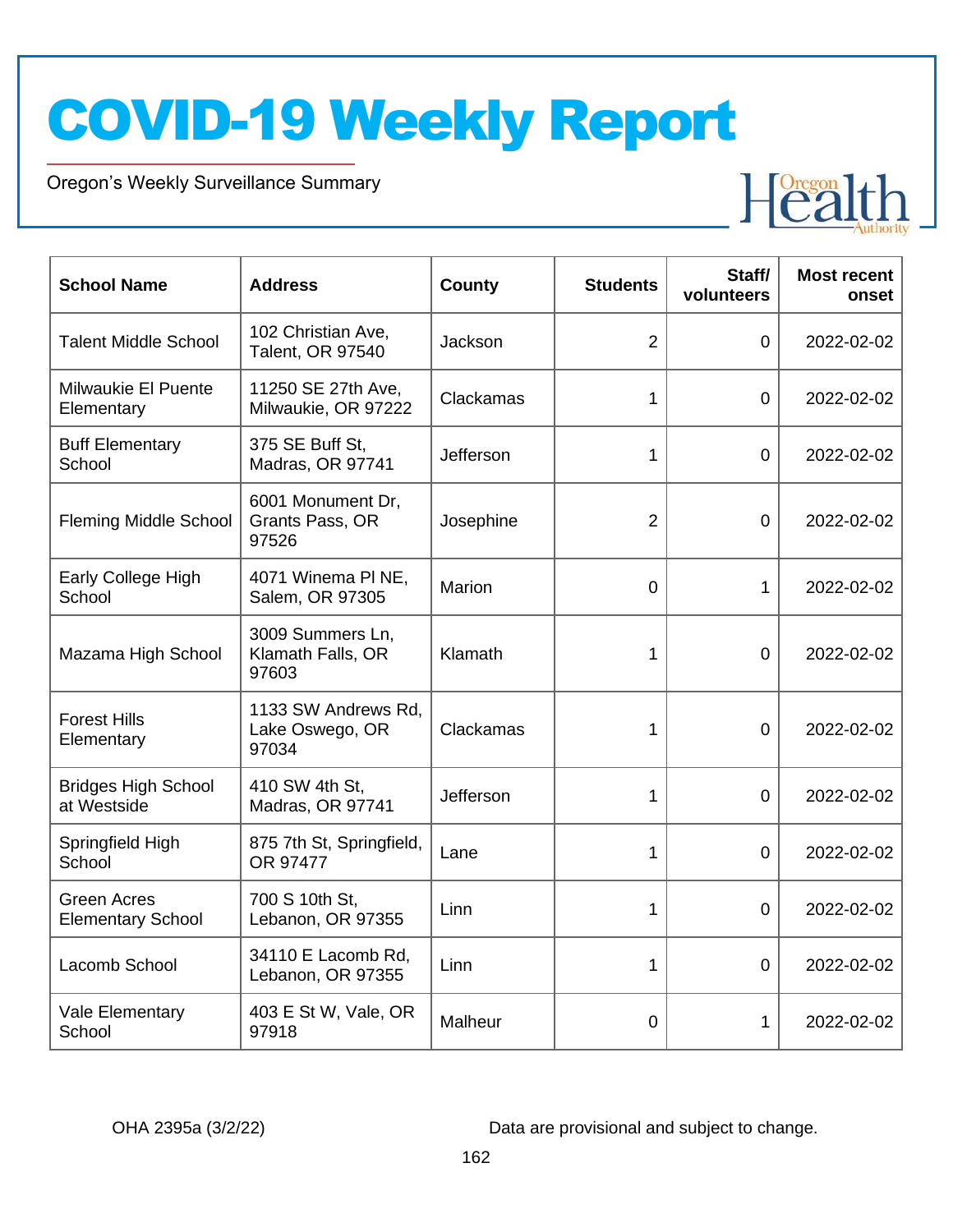# COVID-19 Weekly Report

Oregon's Weekly Surveillance Summary

| School Name | Address | County | Students | Staff/ volunteers | Most recent onset |
|---|---|---|---|---|---|
| Talent Middle School | 102 Christian Ave, Talent, OR 97540 | Jackson | 2 | 0 | 2022-02-02 |
| Milwaukie El Puente Elementary | 11250 SE 27th Ave, Milwaukie, OR 97222 | Clackamas | 1 | 0 | 2022-02-02 |
| Buff Elementary School | 375 SE Buff St, Madras, OR 97741 | Jefferson | 1 | 0 | 2022-02-02 |
| Fleming Middle School | 6001 Monument Dr, Grants Pass, OR 97526 | Josephine | 2 | 0 | 2022-02-02 |
| Early College High School | 4071 Winema Pl NE, Salem, OR 97305 | Marion | 0 | 1 | 2022-02-02 |
| Mazama High School | 3009 Summers Ln, Klamath Falls, OR 97603 | Klamath | 1 | 0 | 2022-02-02 |
| Forest Hills Elementary | 1133 SW Andrews Rd, Lake Oswego, OR 97034 | Clackamas | 1 | 0 | 2022-02-02 |
| Bridges High School at Westside | 410 SW 4th St, Madras, OR 97741 | Jefferson | 1 | 0 | 2022-02-02 |
| Springfield High School | 875 7th St, Springfield, OR 97477 | Lane | 1 | 0 | 2022-02-02 |
| Green Acres Elementary School | 700 S 10th St, Lebanon, OR 97355 | Linn | 1 | 0 | 2022-02-02 |
| Lacomb School | 34110 E Lacomb Rd, Lebanon, OR 97355 | Linn | 1 | 0 | 2022-02-02 |
| Vale Elementary School | 403 E St W, Vale, OR 97918 | Malheur | 0 | 1 | 2022-02-02 |

OHA 2395a (3/2/22) Data are provisional and subject to change.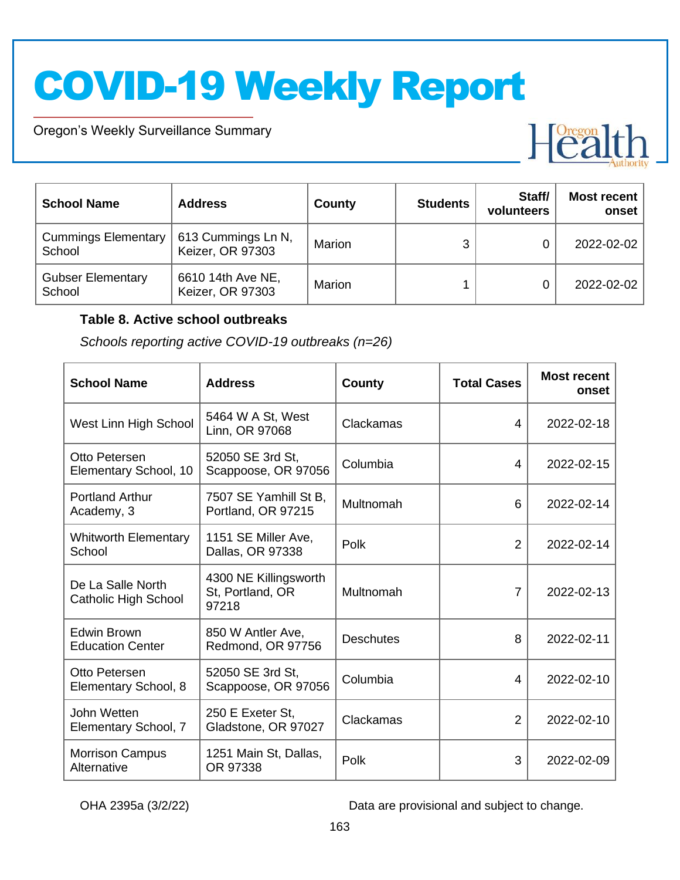| School Name | Address | County | Students | Staff/ volunteers | Most recent onset |
|---|---|---|---|---|---|
| Cummings Elementary School | 613 Cummings Ln N, Keizer, OR 97303 | Marion | 3 | 0 | 2022-02-02 |
| Gubser Elementary School | 6610 14th Ave NE, Keizer, OR 97303 | Marion | 1 | 0 | 2022-02-02 |

**Table 8. Active school outbreaks**

*Schools reporting active COVID-19 outbreaks (n=26)*

| School Name | Address | County | Total Cases | Most recent onset |
|---|---|---|---|---|
| West Linn High School | 5464 W A St, West Linn, OR 97068 | Clackamas | 4 | 2022-02-18 |
| Otto Petersen Elementary School, 10 | 52050 SE 3rd St, Scappoose, OR 97056 | Columbia | 4 | 2022-02-15 |
| Portland Arthur Academy, 3 | 7507 SE Yamhill St B, Portland, OR 97215 | Multnomah | 6 | 2022-02-14 |
| Whitworth Elementary School | 1151 SE Miller Ave, Dallas, OR 97338 | Polk | 2 | 2022-02-14 |
| De La Salle North Catholic High School | 4300 NE Killingsworth St, Portland, OR 97218 | Multnomah | 7 | 2022-02-13 |
| Edwin Brown Education Center | 850 W Antler Ave, Redmond, OR 97756 | Deschutes | 8 | 2022-02-11 |
| Otto Petersen Elementary School, 8 | 52050 SE 3rd St, Scappoose, OR 97056 | Columbia | 4 | 2022-02-10 |
| John Wetten Elementary School, 7 | 250 E Exeter St, Gladstone, OR 97027 | Clackamas | 2 | 2022-02-10 |
| Morrison Campus Alternative | 1251 Main St, Dallas, OR 97338 | Polk | 3 | 2022-02-09 |

OHA 2395a (3/2/22) Data are provisional and subject to change.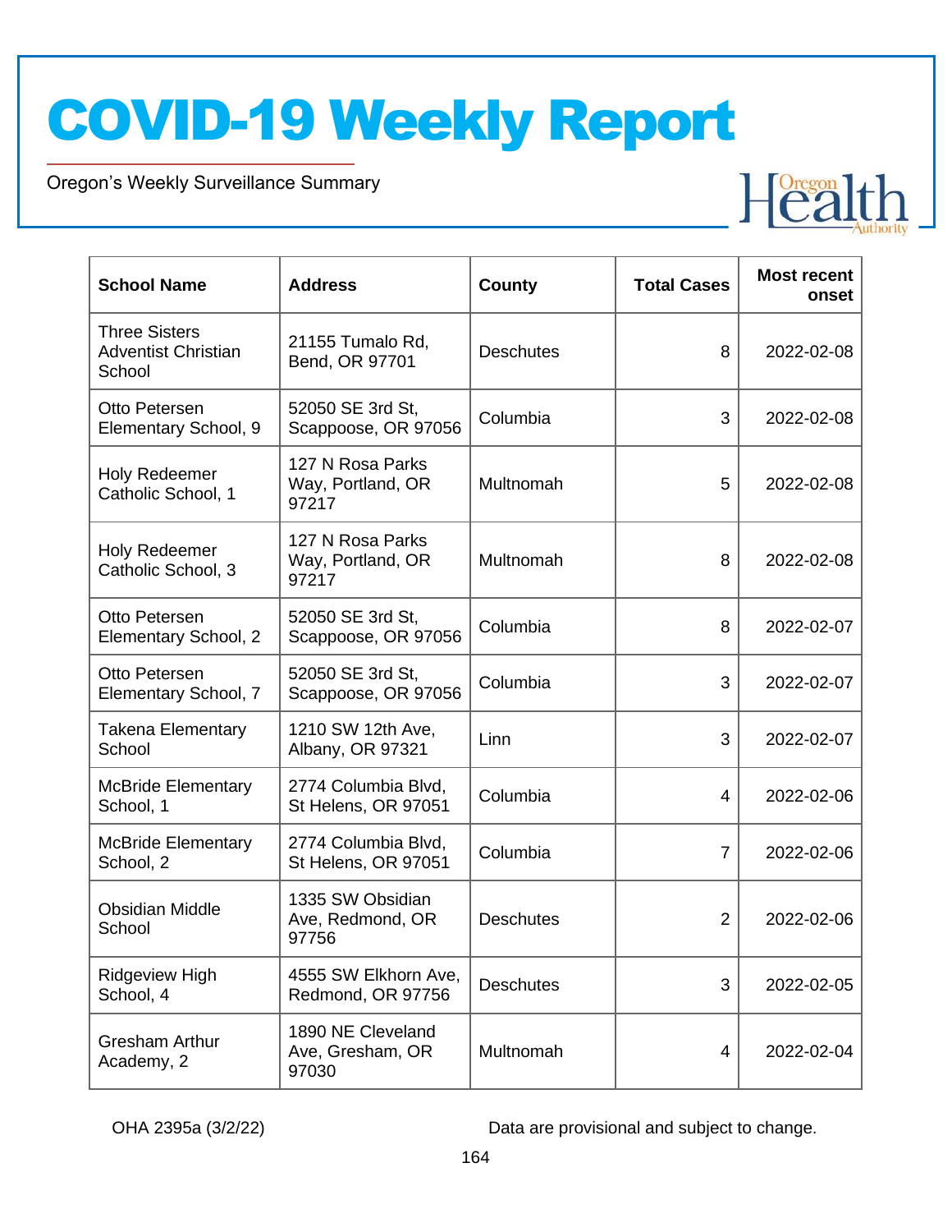| School Name | Address | County | Total Cases | Most recent onset |
|---|---|---|---|---|
| Three Sisters Adventist Christian School | 21155 Tumalo Rd, Bend, OR 97701 | Deschutes | 8 | 2022-02-08 |
| Otto Petersen Elementary School, 9 | 52050 SE 3rd St, Scappoose, OR 97056 | Columbia | 3 | 2022-02-08 |
| Holy Redeemer Catholic School, 1 | 127 N Rosa Parks Way, Portland, OR 97217 | Multnomah | 5 | 2022-02-08 |
| Holy Redeemer Catholic School, 3 | 127 N Rosa Parks Way, Portland, OR 97217 | Multnomah | 8 | 2022-02-08 |
| Otto Petersen Elementary School, 2 | 52050 SE 3rd St, Scappoose, OR 97056 | Columbia | 8 | 2022-02-07 |
| Otto Petersen Elementary School, 7 | 52050 SE 3rd St, Scappoose, OR 97056 | Columbia | 3 | 2022-02-07 |
| Takena Elementary School | 1210 SW 12th Ave, Albany, OR 97321 | Linn | 3 | 2022-02-07 |
| McBride Elementary School, 1 | 2774 Columbia Blvd, St Helens, OR 97051 | Columbia | 4 | 2022-02-06 |
| McBride Elementary School, 2 | 2774 Columbia Blvd, St Helens, OR 97051 | Columbia | 7 | 2022-02-06 |
| Obsidian Middle School | 1335 SW Obsidian Ave, Redmond, OR 97756 | Deschutes | 2 | 2022-02-06 |
| Ridgeview High School, 4 | 4555 SW Elkhorn Ave, Redmond, OR 97756 | Deschutes | 3 | 2022-02-05 |
| Gresham Arthur Academy, 2 | 1890 NE Cleveland Ave, Gresham, OR 97030 | Multnomah | 4 | 2022-02-04 |

OHA 2395a (3/2/22)

Data are provisional and subject to change.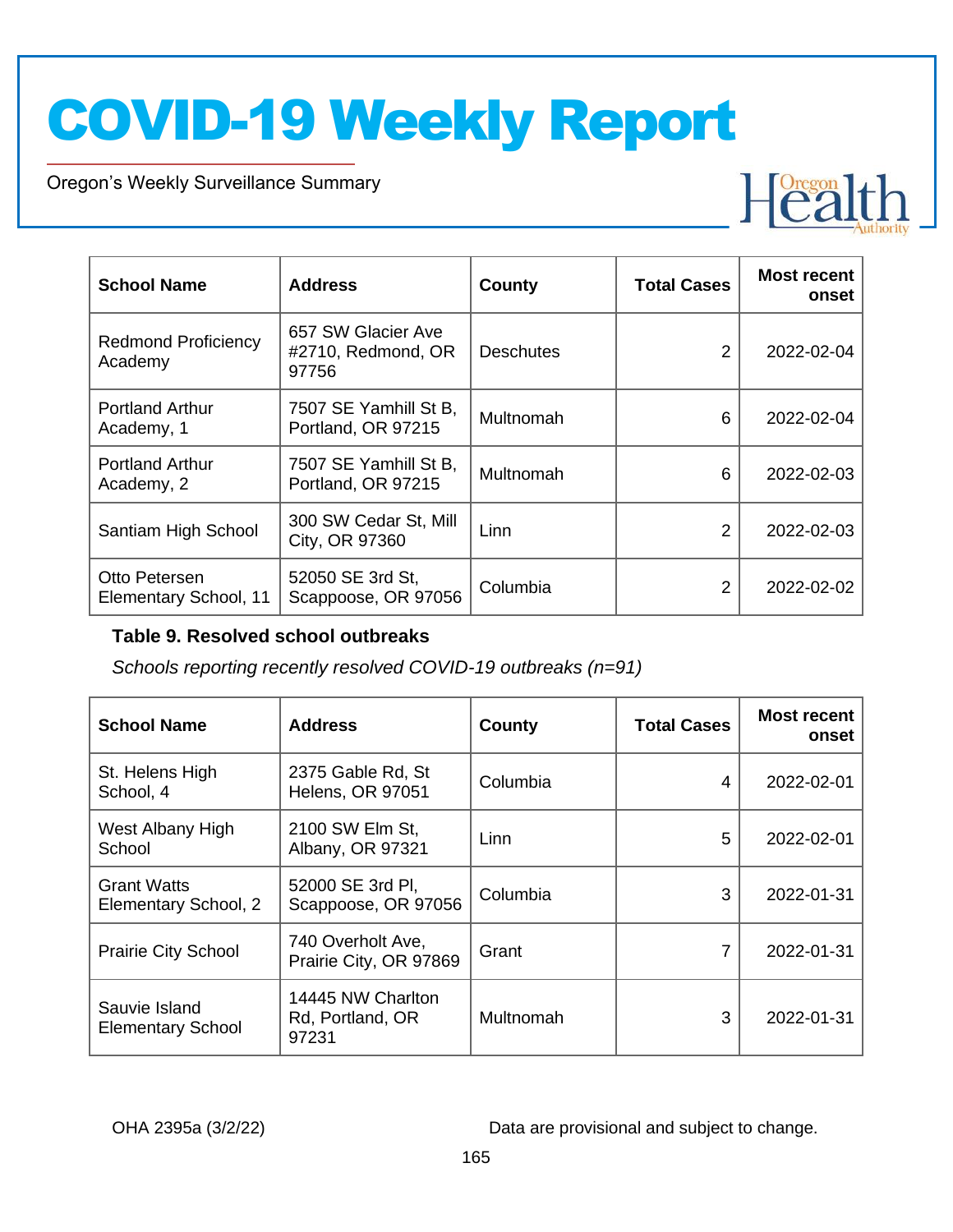| School Name | Address | County | Total Cases | Most recent onset |
|---|---|---|---|---|
| Redmond Proficiency Academy | 657 SW Glacier Ave #2710, Redmond, OR 97756 | Deschutes | 2 | 2022-02-04 |
| Portland Arthur Academy, 1 | 7507 SE Yamhill St B, Portland, OR 97215 | Multnomah | 6 | 2022-02-04 |
| Portland Arthur Academy, 2 | 7507 SE Yamhill St B, Portland, OR 97215 | Multnomah | 6 | 2022-02-03 |
| Santiam High School | 300 SW Cedar St, Mill City, OR 97360 | Linn | 2 | 2022-02-03 |
| Otto Petersen Elementary School, 11 | 52050 SE 3rd St, Scappoose, OR 97056 | Columbia | 2 | 2022-02-02 |

**Table 9. Resolved school outbreaks**

*Schools reporting recently resolved COVID-19 outbreaks (n=91)*

| School Name | Address | County | Total Cases | Most recent onset |
|---|---|---|---|---|
| St. Helens High School, 4 | 2375 Gable Rd, St Helens, OR 97051 | Columbia | 4 | 2022-02-01 |
| West Albany High School | 2100 SW Elm St, Albany, OR 97321 | Linn | 5 | 2022-02-01 |
| Grant Watts Elementary School, 2 | 52000 SE 3rd Pl, Scappoose, OR 97056 | Columbia | 3 | 2022-01-31 |
| Prairie City School | 740 Overholt Ave, Prairie City, OR 97869 | Grant | 7 | 2022-01-31 |
| Sauvie Island Elementary School | 14445 NW Charlton Rd, Portland, OR 97231 | Multnomah | 3 | 2022-01-31 |

OHA 2395a (3/2/22) Data are provisional and subject to change.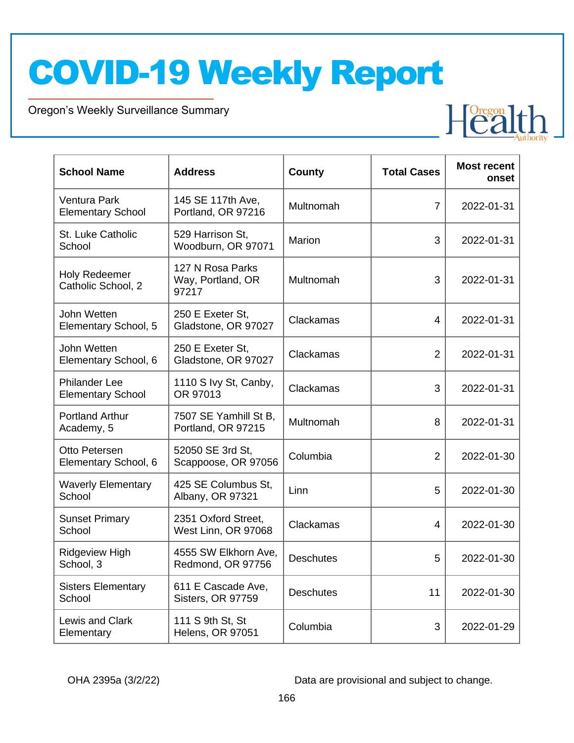| School Name | Address | County | Total Cases | Most recent onset |
|---|---|---|---|---|
| Ventura Park Elementary School | 145 SE 117th Ave, Portland, OR 97216 | Multnomah | 7 | 2022-01-31 |
| St. Luke Catholic School | 529 Harrison St, Woodburn, OR 97071 | Marion | 3 | 2022-01-31 |
| Holy Redeemer Catholic School, 2 | 127 N Rosa Parks Way, Portland, OR 97217 | Multnomah | 3 | 2022-01-31 |
| John Wetten Elementary School, 5 | 250 E Exeter St, Gladstone, OR 97027 | Clackamas | 4 | 2022-01-31 |
| John Wetten Elementary School, 6 | 250 E Exeter St, Gladstone, OR 97027 | Clackamas | 2 | 2022-01-31 |
| Philander Lee Elementary School | 1110 S Ivy St, Canby, OR 97013 | Clackamas | 3 | 2022-01-31 |
| Portland Arthur Academy, 5 | 7507 SE Yamhill St B, Portland, OR 97215 | Multnomah | 8 | 2022-01-31 |
| Otto Petersen Elementary School, 6 | 52050 SE 3rd St, Scappoose, OR 97056 | Columbia | 2 | 2022-01-30 |
| Waverly Elementary School | 425 SE Columbus St, Albany, OR 97321 | Linn | 5 | 2022-01-30 |
| Sunset Primary School | 2351 Oxford Street, West Linn, OR 97068 | Clackamas | 4 | 2022-01-30 |
| Ridgeview High School, 3 | 4555 SW Elkhorn Ave, Redmond, OR 97756 | Deschutes | 5 | 2022-01-30 |
| Sisters Elementary School | 611 E Cascade Ave, Sisters, OR 97759 | Deschutes | 11 | 2022-01-30 |
| Lewis and Clark Elementary | 111 S 9th St, St Helens, OR 97051 | Columbia | 3 | 2022-01-29 |

OHA 2395a (3/2/22) Data are provisional and subject to change.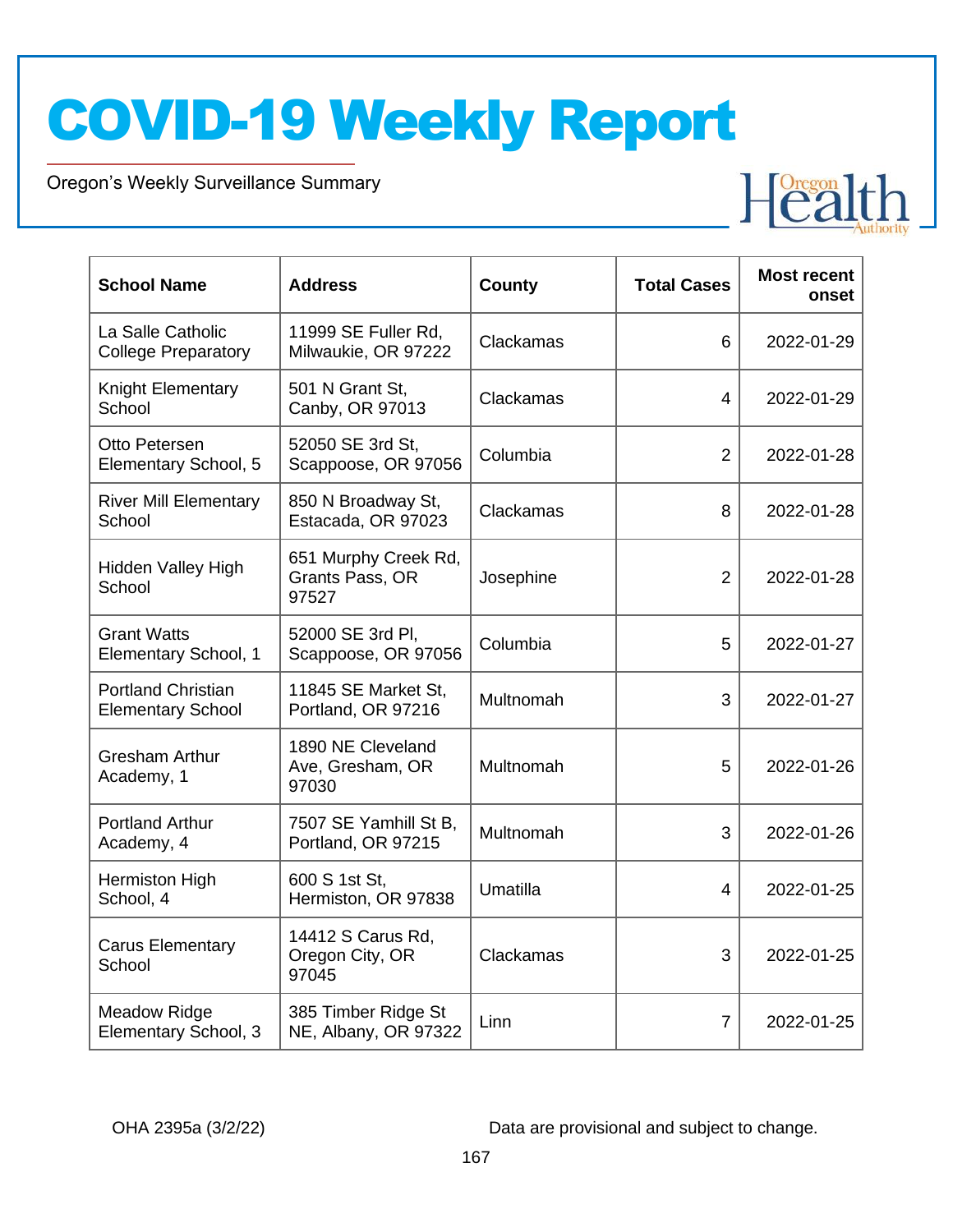| School Name | Address | County | Total Cases | Most recent onset |
|---|---|---|---|---|
| La Salle Catholic College Preparatory | 11999 SE Fuller Rd, Milwaukie, OR 97222 | Clackamas | 6 | 2022-01-29 |
| Knight Elementary School | 501 N Grant St, Canby, OR 97013 | Clackamas | 4 | 2022-01-29 |
| Otto Petersen Elementary School, 5 | 52050 SE 3rd St, Scappoose, OR 97056 | Columbia | 2 | 2022-01-28 |
| River Mill Elementary School | 850 N Broadway St, Estacada, OR 97023 | Clackamas | 8 | 2022-01-28 |
| Hidden Valley High School | 651 Murphy Creek Rd, Grants Pass, OR 97527 | Josephine | 2 | 2022-01-28 |
| Grant Watts Elementary School, 1 | 52000 SE 3rd Pl, Scappoose, OR 97056 | Columbia | 5 | 2022-01-27 |
| Portland Christian Elementary School | 11845 SE Market St, Portland, OR 97216 | Multnomah | 3 | 2022-01-27 |
| Gresham Arthur Academy, 1 | 1890 NE Cleveland Ave, Gresham, OR 97030 | Multnomah | 5 | 2022-01-26 |
| Portland Arthur Academy, 4 | 7507 SE Yamhill St B, Portland, OR 97215 | Multnomah | 3 | 2022-01-26 |
| Hermiston High School, 4 | 600 S 1st St, Hermiston, OR 97838 | Umatilla | 4 | 2022-01-25 |
| Carus Elementary School | 14412 S Carus Rd, Oregon City, OR 97045 | Clackamas | 3 | 2022-01-25 |
| Meadow Ridge Elementary School, 3 | 385 Timber Ridge St NE, Albany, OR 97322 | Linn | 7 | 2022-01-25 |

OHA 2395a (3/2/22) Data are provisional and subject to change.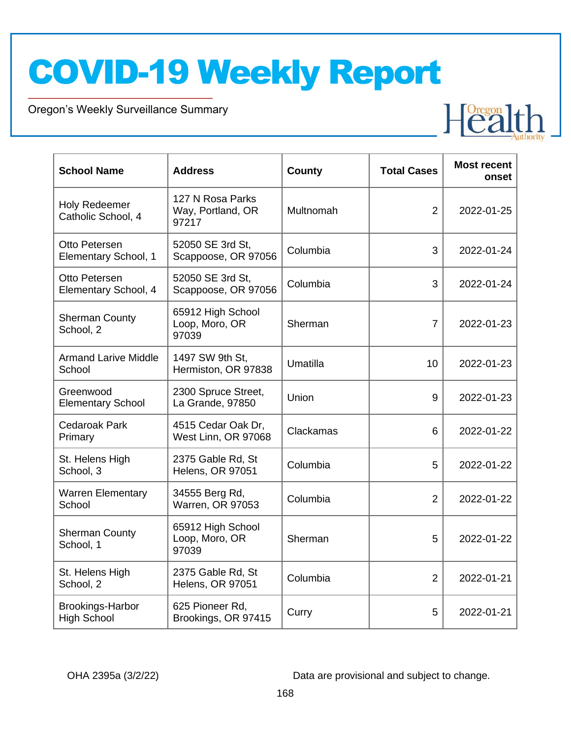| School Name | Address | County | Total Cases | Most recent onset |
|---|---|---|---|---|
| Holy Redeemer Catholic School, 4 | 127 N Rosa Parks Way, Portland, OR 97217 | Multnomah | 2 | 2022-01-25 |
| Otto Petersen Elementary School, 1 | 52050 SE 3rd St, Scappoose, OR 97056 | Columbia | 3 | 2022-01-24 |
| Otto Petersen Elementary School, 4 | 52050 SE 3rd St, Scappoose, OR 97056 | Columbia | 3 | 2022-01-24 |
| Sherman County School, 2 | 65912 High School Loop, Moro, OR 97039 | Sherman | 7 | 2022-01-23 |
| Armand Larive Middle School | 1497 SW 9th St, Hermiston, OR 97838 | Umatilla | 10 | 2022-01-23 |
| Greenwood Elementary School | 2300 Spruce Street, La Grande, 97850 | Union | 9 | 2022-01-23 |
| Cedaroak Park Primary | 4515 Cedar Oak Dr, West Linn, OR 97068 | Clackamas | 6 | 2022-01-22 |
| St. Helens High School, 3 | 2375 Gable Rd, St Helens, OR 97051 | Columbia | 5 | 2022-01-22 |
| Warren Elementary School | 34555 Berg Rd, Warren, OR 97053 | Columbia | 2 | 2022-01-22 |
| Sherman County School, 1 | 65912 High School Loop, Moro, OR 97039 | Sherman | 5 | 2022-01-22 |
| St. Helens High School, 2 | 2375 Gable Rd, St Helens, OR 97051 | Columbia | 2 | 2022-01-21 |
| Brookings-Harbor High School | 625 Pioneer Rd, Brookings, OR 97415 | Curry | 5 | 2022-01-21 |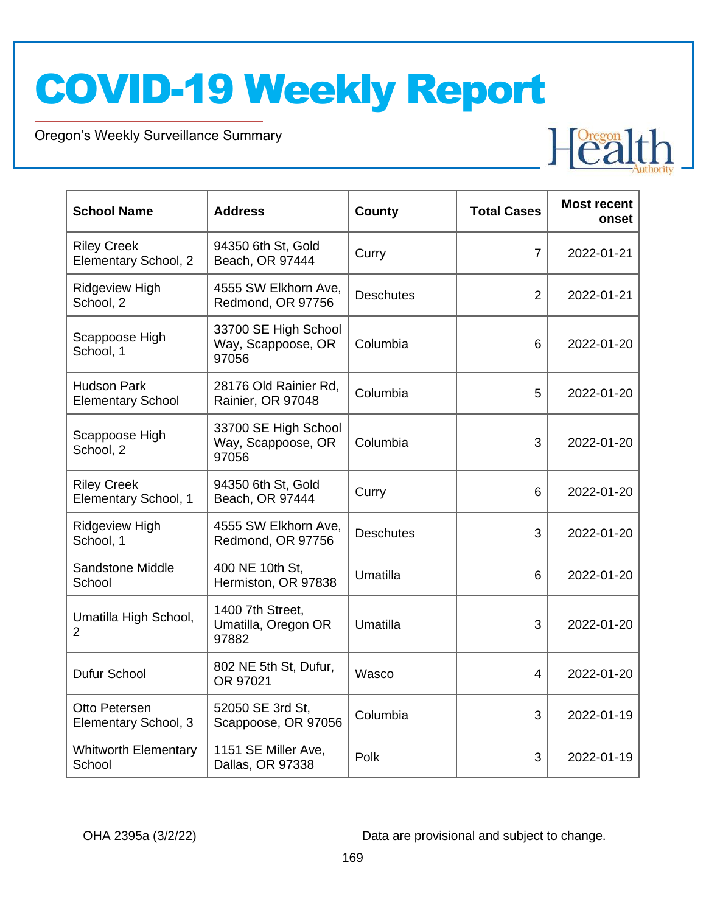# COVID-19 Weekly Report

Oregon's Weekly Surveillance Summary

| School Name | Address | County | Total Cases | Most recent onset |
|---|---|---|---|---|
| Riley Creek Elementary School, 2 | 94350 6th St, Gold Beach, OR 97444 | Curry | 7 | 2022-01-21 |
| Ridgeview High School, 2 | 4555 SW Elkhorn Ave, Redmond, OR 97756 | Deschutes | 2 | 2022-01-21 |
| Scappoose High School, 1 | 33700 SE High School Way, Scappoose, OR 97056 | Columbia | 6 | 2022-01-20 |
| Hudson Park Elementary School | 28176 Old Rainier Rd, Rainier, OR 97048 | Columbia | 5 | 2022-01-20 |
| Scappoose High School, 2 | 33700 SE High School Way, Scappoose, OR 97056 | Columbia | 3 | 2022-01-20 |
| Riley Creek Elementary School, 1 | 94350 6th St, Gold Beach, OR 97444 | Curry | 6 | 2022-01-20 |
| Ridgeview High School, 1 | 4555 SW Elkhorn Ave, Redmond, OR 97756 | Deschutes | 3 | 2022-01-20 |
| Sandstone Middle School | 400 NE 10th St, Hermiston, OR 97838 | Umatilla | 6 | 2022-01-20 |
| Umatilla High School, 2 | 1400 7th Street, Umatilla, Oregon OR 97882 | Umatilla | 3 | 2022-01-20 |
| Dufur School | 802 NE 5th St, Dufur, OR 97021 | Wasco | 4 | 2022-01-20 |
| Otto Petersen Elementary School, 3 | 52050 SE 3rd St, Scappoose, OR 97056 | Columbia | 3 | 2022-01-19 |
| Whitworth Elementary School | 1151 SE Miller Ave, Dallas, OR 97338 | Polk | 3 | 2022-01-19 |

OHA 2395a (3/2/22)

Data are provisional and subject to change.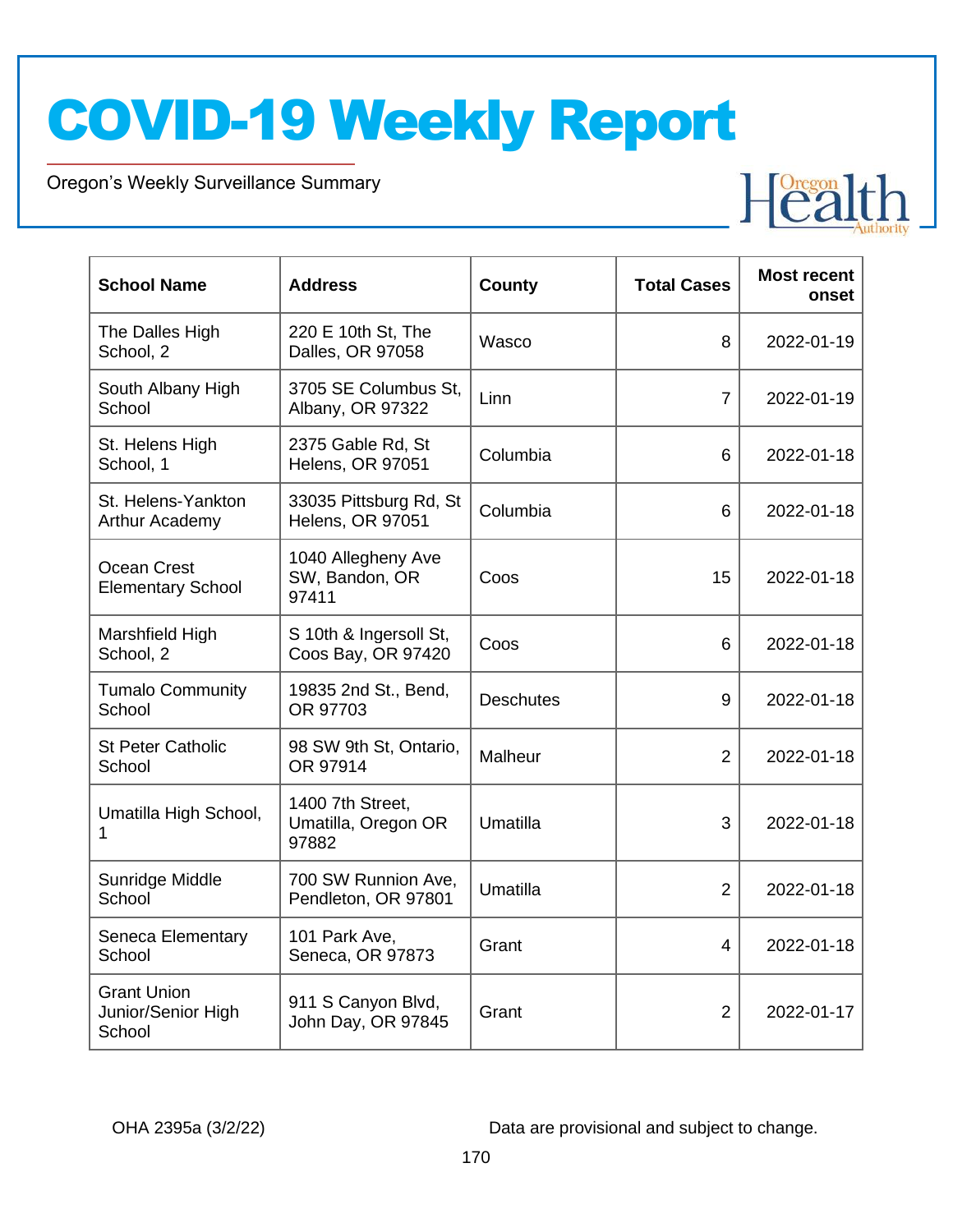# COVID-19 Weekly Report

Oregon's Weekly Surveillance Summary

| School Name | Address | County | Total Cases | Most recent onset |
|---|---|---|---|---|
| The Dalles High School, 2 | 220 E 10th St, The Dalles, OR 97058 | Wasco | 8 | 2022-01-19 |
| South Albany High School | 3705 SE Columbus St, Albany, OR 97322 | Linn | 7 | 2022-01-19 |
| St. Helens High School, 1 | 2375 Gable Rd, St Helens, OR 97051 | Columbia | 6 | 2022-01-18 |
| St. Helens-Yankton Arthur Academy | 33035 Pittsburg Rd, St Helens, OR 97051 | Columbia | 6 | 2022-01-18 |
| Ocean Crest Elementary School | 1040 Allegheny Ave SW, Bandon, OR 97411 | Coos | 15 | 2022-01-18 |
| Marshfield High School, 2 | S 10th & Ingersoll St, Coos Bay, OR 97420 | Coos | 6 | 2022-01-18 |
| Tumalo Community School | 19835 2nd St., Bend, OR 97703 | Deschutes | 9 | 2022-01-18 |
| St Peter Catholic School | 98 SW 9th St, Ontario, OR 97914 | Malheur | 2 | 2022-01-18 |
| Umatilla High School, 1 | 1400 7th Street, Umatilla, Oregon OR 97882 | Umatilla | 3 | 2022-01-18 |
| Sunridge Middle School | 700 SW Runnion Ave, Pendleton, OR 97801 | Umatilla | 2 | 2022-01-18 |
| Seneca Elementary School | 101 Park Ave, Seneca, OR 97873 | Grant | 4 | 2022-01-18 |
| Grant Union Junior/Senior High School | 911 S Canyon Blvd, John Day, OR 97845 | Grant | 2 | 2022-01-17 |

OHA 2395a (3/2/22)

Data are provisional and subject to change.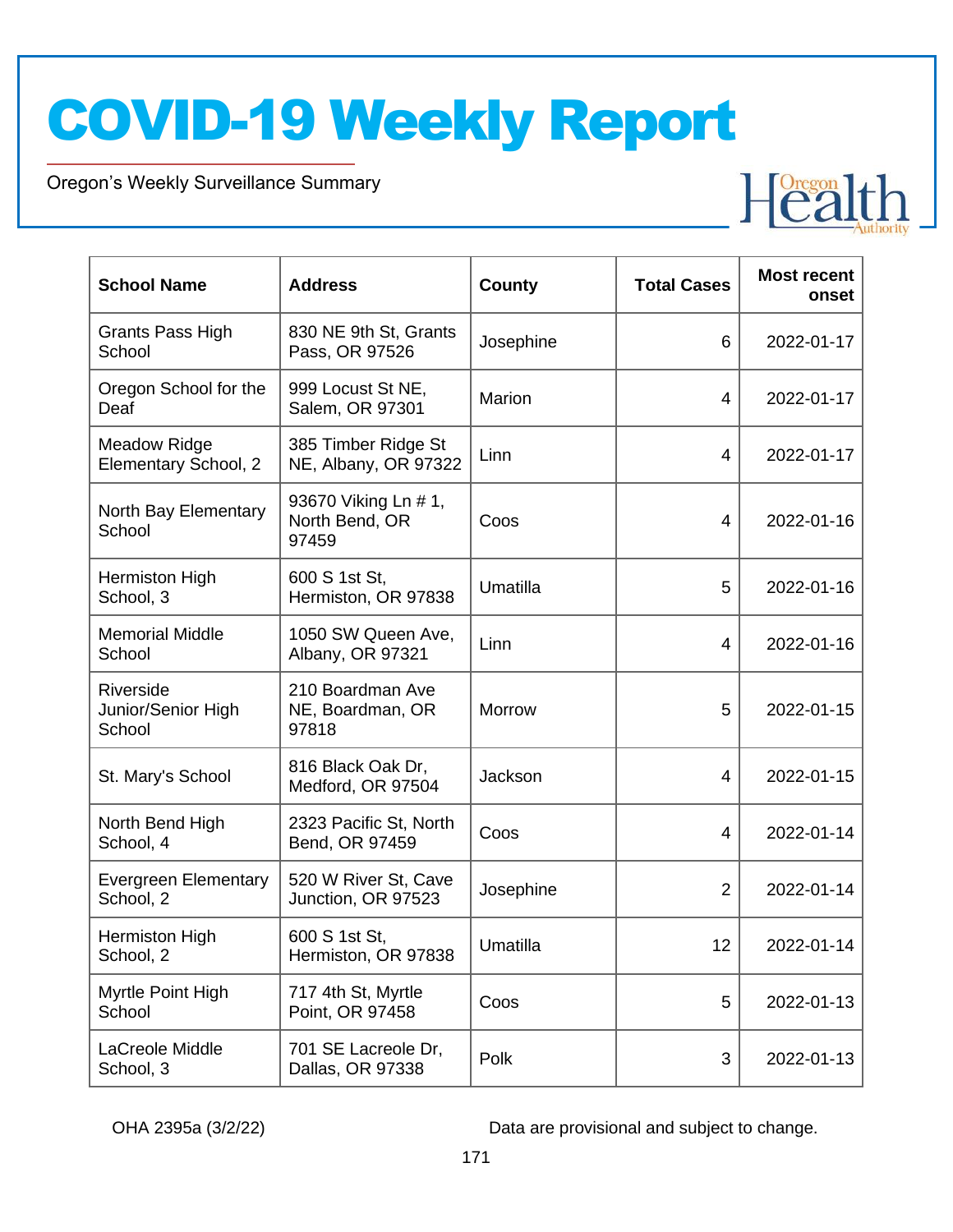| School Name | Address | County | Total Cases | Most recent onset |
|---|---|---|---|---|
| Grants Pass High School | 830 NE 9th St, Grants Pass, OR 97526 | Josephine | 6 | 2022-01-17 |
| Oregon School for the Deaf | 999 Locust St NE, Salem, OR 97301 | Marion | 4 | 2022-01-17 |
| Meadow Ridge Elementary School, 2 | 385 Timber Ridge St NE, Albany, OR 97322 | Linn | 4 | 2022-01-17 |
| North Bay Elementary School | 93670 Viking Ln # 1, North Bend, OR 97459 | Coos | 4 | 2022-01-16 |
| Hermiston High School, 3 | 600 S 1st St, Hermiston, OR 97838 | Umatilla | 5 | 2022-01-16 |
| Memorial Middle School | 1050 SW Queen Ave, Albany, OR 97321 | Linn | 4 | 2022-01-16 |
| Riverside Junior/Senior High School | 210 Boardman Ave NE, Boardman, OR 97818 | Morrow | 5 | 2022-01-15 |
| St. Mary's School | 816 Black Oak Dr, Medford, OR 97504 | Jackson | 4 | 2022-01-15 |
| North Bend High School, 4 | 2323 Pacific St, North Bend, OR 97459 | Coos | 4 | 2022-01-14 |
| Evergreen Elementary School, 2 | 520 W River St, Cave Junction, OR 97523 | Josephine | 2 | 2022-01-14 |
| Hermiston High School, 2 | 600 S 1st St, Hermiston, OR 97838 | Umatilla | 12 | 2022-01-14 |
| Myrtle Point High School | 717 4th St, Myrtle Point, OR 97458 | Coos | 5 | 2022-01-13 |
| LaCreole Middle School, 3 | 701 SE Lacreole Dr, Dallas, OR 97338 | Polk | 3 | 2022-01-13 |

OHA 2395a (3/2/22)

Data are provisional and subject to change.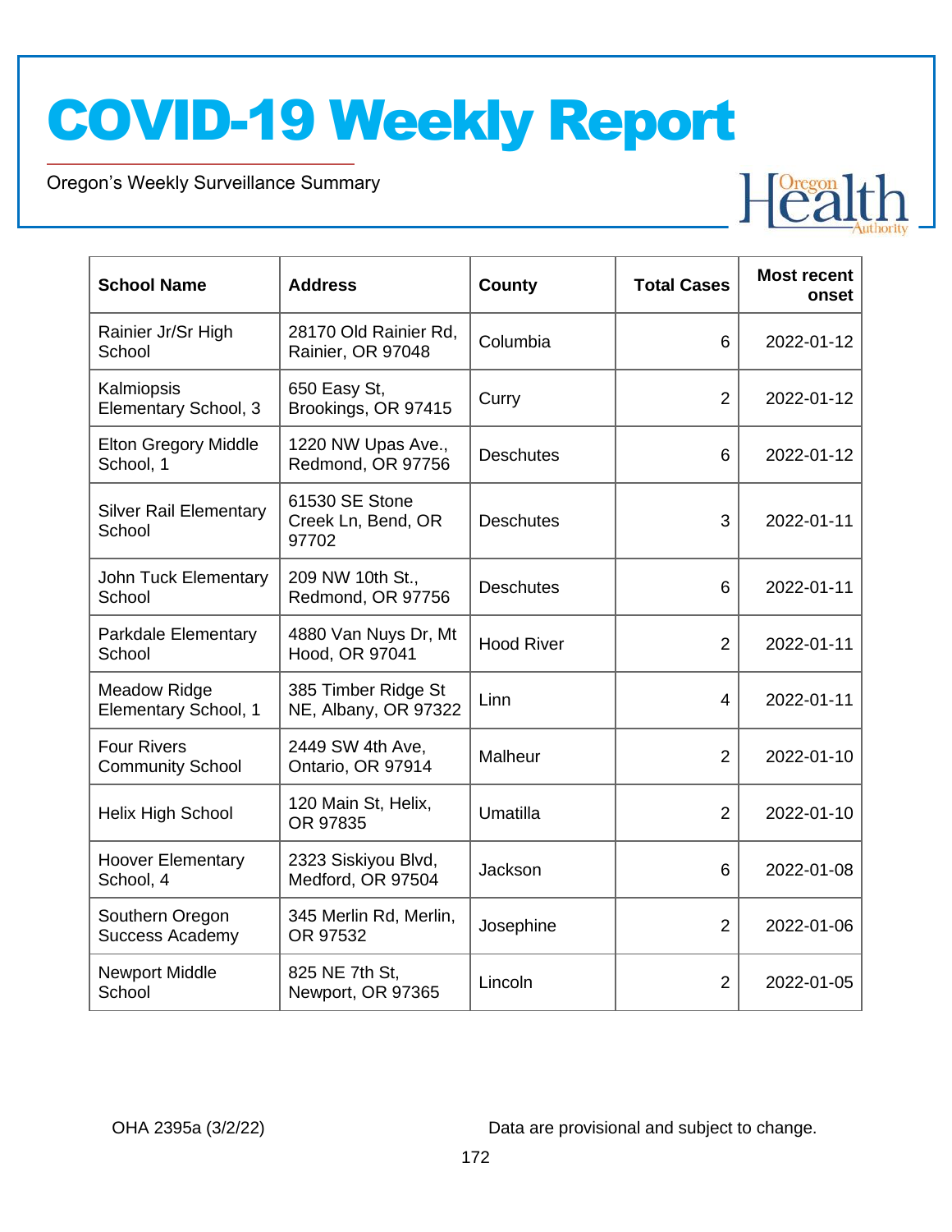# COVID-19 Weekly Report

Oregon's Weekly Surveillance Summary

| School Name | Address | County | Total Cases | Most recent onset |
|---|---|---|---|---|
| Rainier Jr/Sr High School | 28170 Old Rainier Rd, Rainier, OR 97048 | Columbia | 6 | 2022-01-12 |
| Kalmiopsis Elementary School, 3 | 650 Easy St, Brookings, OR 97415 | Curry | 2 | 2022-01-12 |
| Elton Gregory Middle School, 1 | 1220 NW Upas Ave., Redmond, OR 97756 | Deschutes | 6 | 2022-01-12 |
| Silver Rail Elementary School | 61530 SE Stone Creek Ln, Bend, OR 97702 | Deschutes | 3 | 2022-01-11 |
| John Tuck Elementary School | 209 NW 10th St., Redmond, OR 97756 | Deschutes | 6 | 2022-01-11 |
| Parkdale Elementary School | 4880 Van Nuys Dr, Mt Hood, OR 97041 | Hood River | 2 | 2022-01-11 |
| Meadow Ridge Elementary School, 1 | 385 Timber Ridge St NE, Albany, OR 97322 | Linn | 4 | 2022-01-11 |
| Four Rivers Community School | 2449 SW 4th Ave, Ontario, OR 97914 | Malheur | 2 | 2022-01-10 |
| Helix High School | 120 Main St, Helix, OR 97835 | Umatilla | 2 | 2022-01-10 |
| Hoover Elementary School, 4 | 2323 Siskiyou Blvd, Medford, OR 97504 | Jackson | 6 | 2022-01-08 |
| Southern Oregon Success Academy | 345 Merlin Rd, Merlin, OR 97532 | Josephine | 2 | 2022-01-06 |
| Newport Middle School | 825 NE 7th St, Newport, OR 97365 | Lincoln | 2 | 2022-01-05 |

OHA 2395a (3/2/22)

Data are provisional and subject to change.